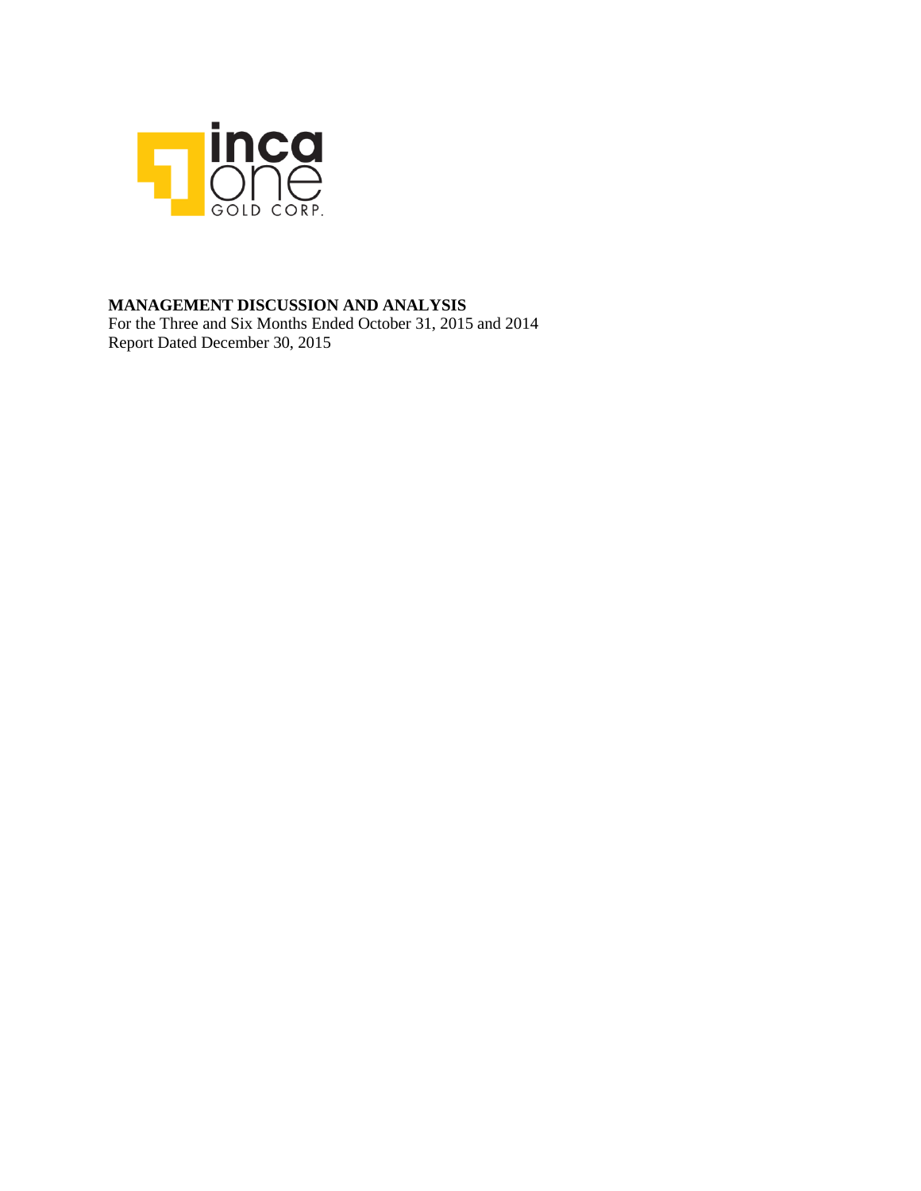inca one GOLD CORP.

**MANAGEMENT DISCUSSION AND ANALYSIS**

For the Three and Six Months Ended October 31, 2015 and 2014

Report Dated December 30, 2015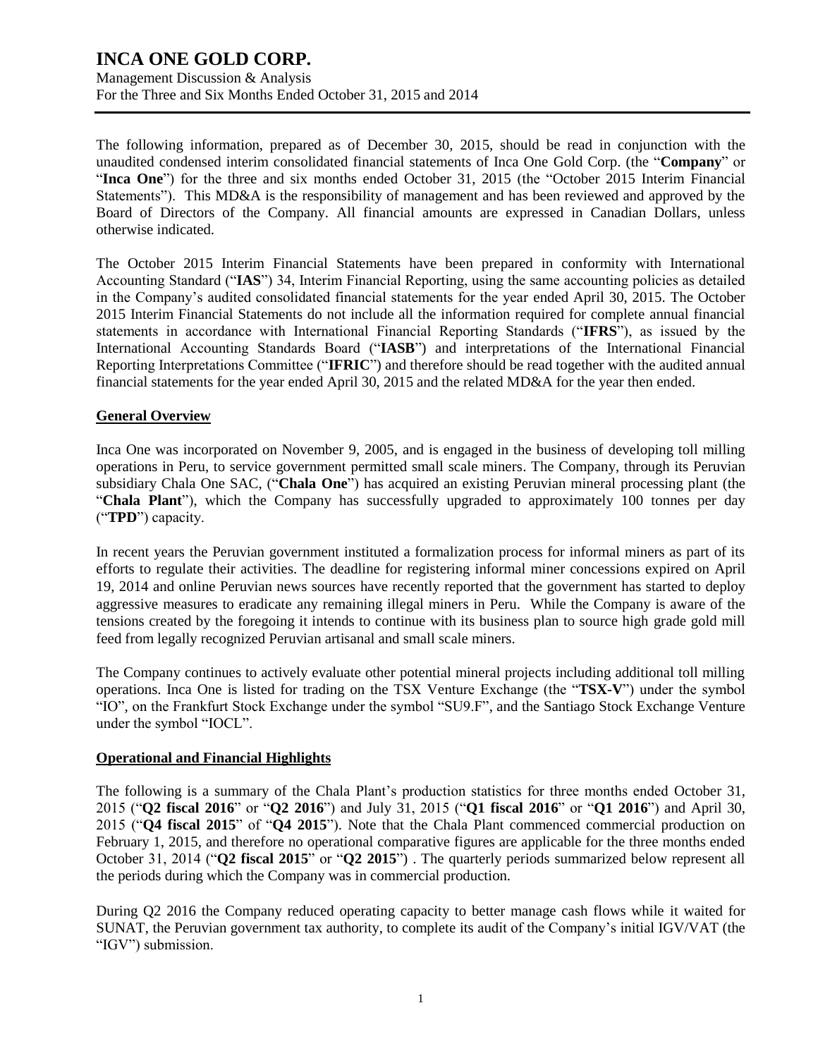The following information, prepared as of December 30, 2015, should be read in conjunction with the unaudited condensed interim consolidated financial statements of Inca One Gold Corp. (the "**Company**" or "**Inca One**") for the three and six months ended October 31, 2015 (the "October 2015 Interim Financial Statements"). This MD&A is the responsibility of management and has been reviewed and approved by the Board of Directors of the Company. All financial amounts are expressed in Canadian Dollars, unless otherwise indicated.

The October 2015 Interim Financial Statements have been prepared in conformity with International Accounting Standard ("**IAS**") 34, Interim Financial Reporting, using the same accounting policies as detailed in the Company's audited consolidated financial statements for the year ended April 30, 2015. The October 2015 Interim Financial Statements do not include all the information required for complete annual financial statements in accordance with International Financial Reporting Standards ("**IFRS**"), as issued by the International Accounting Standards Board ("**IASB**") and interpretations of the International Financial Reporting Interpretations Committee ("**IFRIC**") and therefore should be read together with the audited annual financial statements for the year ended April 30, 2015 and the related MD&A for the year then ended.

## General Overview

Inca One was incorporated on November 9, 2005, and is engaged in the business of developing toll milling operations in Peru, to service government permitted small scale miners. The Company, through its Peruvian subsidiary Chala One SAC, ("**Chala One**") has acquired an existing Peruvian mineral processing plant (the "**Chala Plant**"), which the Company has successfully upgraded to approximately 100 tonnes per day ("**TPD**") capacity.

In recent years the Peruvian government instituted a formalization process for informal miners as part of its efforts to regulate their activities. The deadline for registering informal miner concessions expired on April 19, 2014 and online Peruvian news sources have recently reported that the government has started to deploy aggressive measures to eradicate any remaining illegal miners in Peru. While the Company is aware of the tensions created by the foregoing it intends to continue with its business plan to source high grade gold mill feed from legally recognized Peruvian artisanal and small scale miners.

The Company continues to actively evaluate other potential mineral projects including additional toll milling operations. Inca One is listed for trading on the TSX Venture Exchange (the "**TSX-V**") under the symbol "IO", on the Frankfurt Stock Exchange under the symbol "SU9.F", and the Santiago Stock Exchange Venture under the symbol "IOCL".

## Operational and Financial Highlights

The following is a summary of the Chala Plant's production statistics for three months ended October 31, 2015 ("**Q2 fiscal 2016**" or "**Q2 2016**") and July 31, 2015 ("**Q1 fiscal 2016**" or "**Q1 2016**") and April 30, 2015 ("**Q4 fiscal 2015**" of "**Q4 2015**"). Note that the Chala Plant commenced commercial production on February 1, 2015, and therefore no operational comparative figures are applicable for the three months ended October 31, 2014 ("**Q2 fiscal 2015**" or "**Q2 2015**") . The quarterly periods summarized below represent all the periods during which the Company was in commercial production.

During Q2 2016 the Company reduced operating capacity to better manage cash flows while it waited for SUNAT, the Peruvian government tax authority, to complete its audit of the Company's initial IGV/VAT (the "IGV") submission.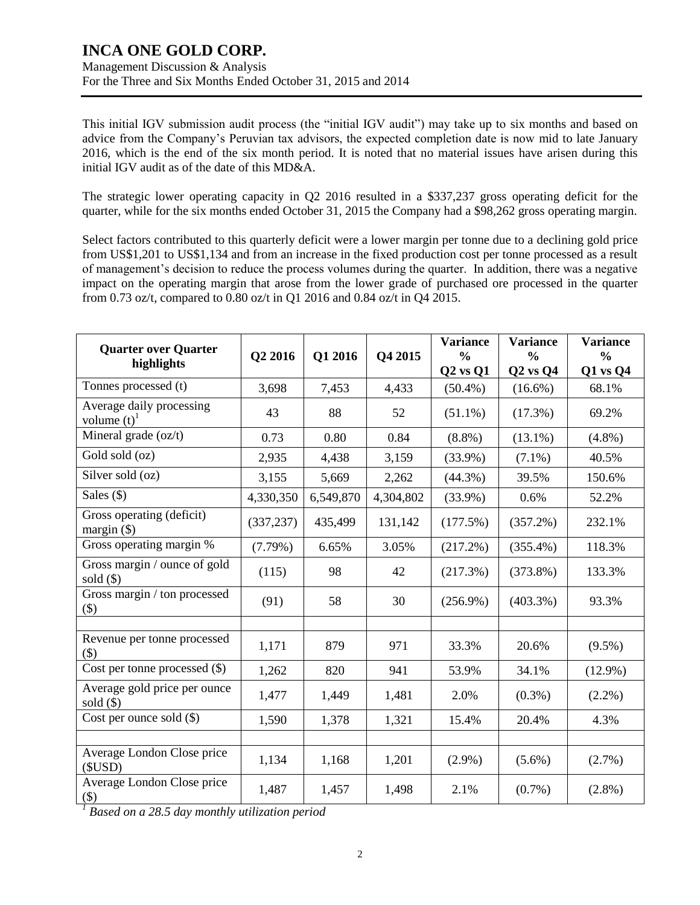This initial IGV submission audit process (the "initial IGV audit") may take up to six months and based on advice from the Company's Peruvian tax advisors, the expected completion date is now mid to late January 2016, which is the end of the six month period. It is noted that no material issues have arisen during this initial IGV audit as of the date of this MD&A.

The strategic lower operating capacity in Q2 2016 resulted in a $337,237 gross operating deficit for the quarter, while for the six months ended October 31, 2015 the Company had a $98,262 gross operating margin.

Select factors contributed to this quarterly deficit were a lower margin per tonne due to a declining gold price from US$1,201 to US$1,134 and from an increase in the fixed production cost per tonne processed as a result of management's decision to reduce the process volumes during the quarter. In addition, there was a negative impact on the operating margin that arose from the lower grade of purchased ore processed in the quarter from 0.73 oz/t, compared to 0.80 oz/t in Q1 2016 and 0.84 oz/t in Q4 2015.

| Quarter over Quarter highlights | Q2 2016 | Q1 2016 | Q4 2015 | Variance % Q2 vs Q1 | Variance % Q2 vs Q4 | Variance % Q1 vs Q4 |
|---|---|---|---|---|---|---|
| Tonnes processed (t) | 3,698 | 7,453 | 4,433 | (50.4%) | (16.6%) | 68.1% |
| Average daily processing volume (t)[1] | 43 | 88 | 52 | (51.1%) | (17.3%) | 69.2% |
| Mineral grade (oz/t) | 0.73 | 0.80 | 0.84 | (8.8%) | (13.1%) | (4.8%) |
| Gold sold (oz) | 2,935 | 4,438 | 3,159 | (33.9%) | (7.1%) | 40.5% |
| Silver sold (oz) | 3,155 | 5,669 | 2,262 | (44.3%) | 39.5% | 150.6% |
| Sales ($) | 4,330,350 | 6,549,870 | 4,304,802 | (33.9%) | 0.6% | 52.2% |
| Gross operating (deficit) margin ($) | (337,237) | 435,499 | 131,142 | (177.5%) | (357.2%) | 232.1% |
| Gross operating margin % | (7.79%) | 6.65% | 3.05% | (217.2%) | (355.4%) | 118.3% |
| Gross margin / ounce of gold sold ($) | (115) | 98 | 42 | (217.3%) | (373.8%) | 133.3% |
| Gross margin / ton processed ($) | (91) | 58 | 30 | (256.9%) | (403.3%) | 93.3% |
| | | | | | | |
| Revenue per tonne processed ($) | 1,171 | 879 | 971 | 33.3% | 20.6% | (9.5%) |
| Cost per tonne processed ($) | 1,262 | 820 | 941 | 53.9% | 34.1% | (12.9%) |
| Average gold price per ounce sold ($) | 1,477 | 1,449 | 1,481 | 2.0% | (0.3%) | (2.2%) |
| Cost per ounce sold ($) | 1,590 | 1,378 | 1,321 | 15.4% | 20.4% | 4.3% |
| | | | | | | |
| Average London Close price ($USD) | 1,134 | 1,168 | 1,201 | (2.9%) | (5.6%) | (2.7%) |
| Average London Close price ($) | 1,487 | 1,457 | 1,498 | 2.1% | (0.7%) | (2.8%) |

[1] *Based on a 28.5 day monthly utilization period*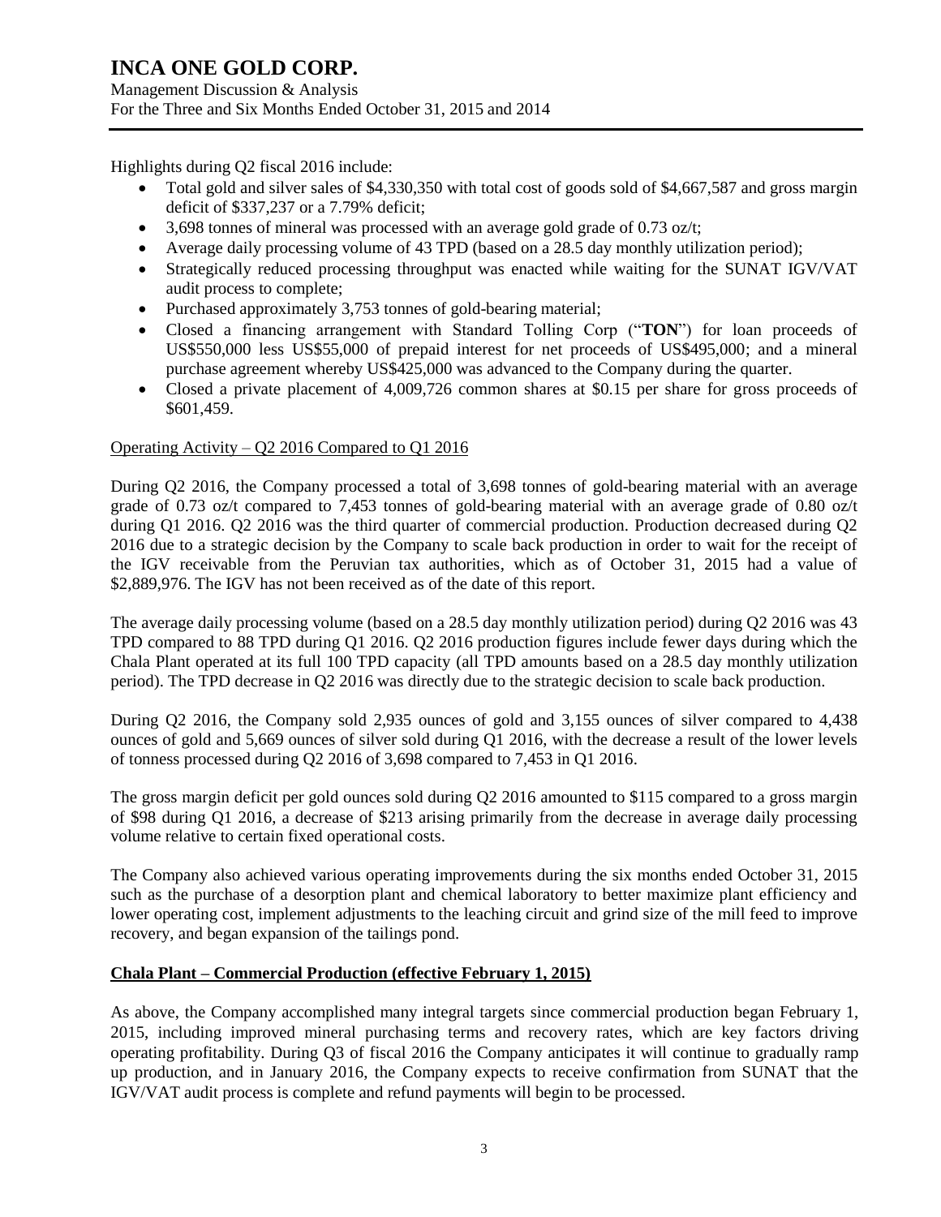Highlights during Q2 fiscal 2016 include:

- Total gold and silver sales of $4,330,350 with total cost of goods sold of $4,667,587 and gross margin deficit of $337,237 or a 7.79% deficit;
- 3,698 tonnes of mineral was processed with an average gold grade of 0.73 oz/t;
- Average daily processing volume of 43 TPD (based on a 28.5 day monthly utilization period);
- Strategically reduced processing throughput was enacted while waiting for the SUNAT IGV/VAT audit process to complete;
- Purchased approximately 3,753 tonnes of gold-bearing material;
- Closed a financing arrangement with Standard Tolling Corp ("**TON**") for loan proceeds of US$550,000 less US$55,000 of prepaid interest for net proceeds of US$495,000; and a mineral purchase agreement whereby US$425,000 was advanced to the Company during the quarter.
- Closed a private placement of 4,009,726 common shares at $0.15 per share for gross proceeds of $601,459.

Operating Activity – Q2 2016 Compared to Q1 2016

During Q2 2016, the Company processed a total of 3,698 tonnes of gold-bearing material with an average grade of 0.73 oz/t compared to 7,453 tonnes of gold-bearing material with an average grade of 0.80 oz/t during Q1 2016. Q2 2016 was the third quarter of commercial production. Production decreased during Q2 2016 due to a strategic decision by the Company to scale back production in order to wait for the receipt of the IGV receivable from the Peruvian tax authorities, which as of October 31, 2015 had a value of $2,889,976. The IGV has not been received as of the date of this report.

The average daily processing volume (based on a 28.5 day monthly utilization period) during Q2 2016 was 43 TPD compared to 88 TPD during Q1 2016. Q2 2016 production figures include fewer days during which the Chala Plant operated at its full 100 TPD capacity (all TPD amounts based on a 28.5 day monthly utilization period). The TPD decrease in Q2 2016 was directly due to the strategic decision to scale back production.

During Q2 2016, the Company sold 2,935 ounces of gold and 3,155 ounces of silver compared to 4,438 ounces of gold and 5,669 ounces of silver sold during Q1 2016, with the decrease a result of the lower levels of tonness processed during Q2 2016 of 3,698 compared to 7,453 in Q1 2016.

The gross margin deficit per gold ounces sold during Q2 2016 amounted to $115 compared to a gross margin of $98 during Q1 2016, a decrease of $213 arising primarily from the decrease in average daily processing volume relative to certain fixed operational costs.

The Company also achieved various operating improvements during the six months ended October 31, 2015 such as the purchase of a desorption plant and chemical laboratory to better maximize plant efficiency and lower operating cost, implement adjustments to the leaching circuit and grind size of the mill feed to improve recovery, and began expansion of the tailings pond.

**Chala Plant – Commercial Production (effective February 1, 2015)**

As above, the Company accomplished many integral targets since commercial production began February 1, 2015, including improved mineral purchasing terms and recovery rates, which are key factors driving operating profitability. During Q3 of fiscal 2016 the Company anticipates it will continue to gradually ramp up production, and in January 2016, the Company expects to receive confirmation from SUNAT that the IGV/VAT audit process is complete and refund payments will begin to be processed.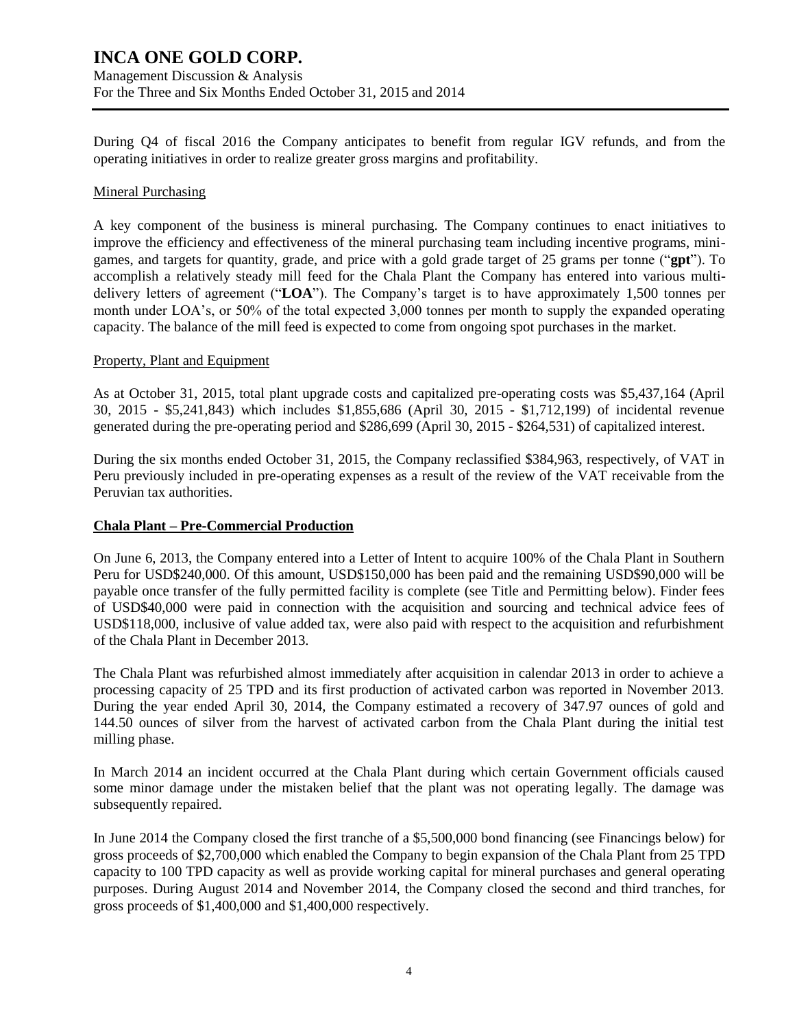During Q4 of fiscal 2016 the Company anticipates to benefit from regular IGV refunds, and from the operating initiatives in order to realize greater gross margins and profitability.

Mineral Purchasing

A key component of the business is mineral purchasing. The Company continues to enact initiatives to improve the efficiency and effectiveness of the mineral purchasing team including incentive programs, mini-games, and targets for quantity, grade, and price with a gold grade target of 25 grams per tonne ("**gpt**"). To accomplish a relatively steady mill feed for the Chala Plant the Company has entered into various multi-delivery letters of agreement ("**LOA**"). The Company's target is to have approximately 1,500 tonnes per month under LOA's, or 50% of the total expected 3,000 tonnes per month to supply the expanded operating capacity. The balance of the mill feed is expected to come from ongoing spot purchases in the market.

Property, Plant and Equipment

As at October 31, 2015, total plant upgrade costs and capitalized pre-operating costs was $5,437,164 (April 30, 2015 - $5,241,843) which includes $1,855,686 (April 30, 2015 - $1,712,199) of incidental revenue generated during the pre-operating period and $286,699 (April 30, 2015 - $264,531) of capitalized interest.

During the six months ended October 31, 2015, the Company reclassified $384,963, respectively, of VAT in Peru previously included in pre-operating expenses as a result of the review of the VAT receivable from the Peruvian tax authorities.

## Chala Plant – Pre-Commercial Production

On June 6, 2013, the Company entered into a Letter of Intent to acquire 100% of the Chala Plant in Southern Peru for USD$240,000. Of this amount, USD$150,000 has been paid and the remaining USD$90,000 will be payable once transfer of the fully permitted facility is complete (see Title and Permitting below). Finder fees of USD$40,000 were paid in connection with the acquisition and sourcing and technical advice fees of USD$118,000, inclusive of value added tax, were also paid with respect to the acquisition and refurbishment of the Chala Plant in December 2013.

The Chala Plant was refurbished almost immediately after acquisition in calendar 2013 in order to achieve a processing capacity of 25 TPD and its first production of activated carbon was reported in November 2013. During the year ended April 30, 2014, the Company estimated a recovery of 347.97 ounces of gold and 144.50 ounces of silver from the harvest of activated carbon from the Chala Plant during the initial test milling phase.

In March 2014 an incident occurred at the Chala Plant during which certain Government officials caused some minor damage under the mistaken belief that the plant was not operating legally. The damage was subsequently repaired.

In June 2014 the Company closed the first tranche of a $5,500,000 bond financing (see Financings below) for gross proceeds of $2,700,000 which enabled the Company to begin expansion of the Chala Plant from 25 TPD capacity to 100 TPD capacity as well as provide working capital for mineral purchases and general operating purposes. During August 2014 and November 2014, the Company closed the second and third tranches, for gross proceeds of $1,400,000 and $1,400,000 respectively.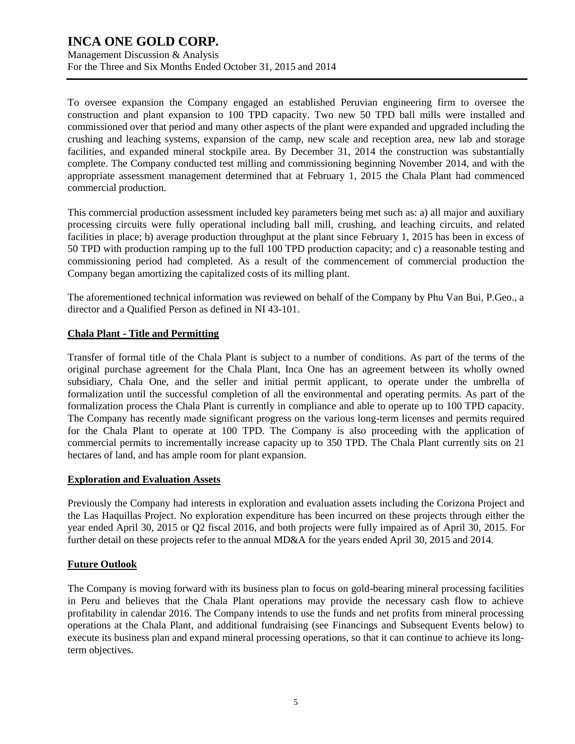To oversee expansion the Company engaged an established Peruvian engineering firm to oversee the construction and plant expansion to 100 TPD capacity. Two new 50 TPD ball mills were installed and commissioned over that period and many other aspects of the plant were expanded and upgraded including the crushing and leaching systems, expansion of the camp, new scale and reception area, new lab and storage facilities, and expanded mineral stockpile area. By December 31, 2014 the construction was substantially complete. The Company conducted test milling and commissioning beginning November 2014, and with the appropriate assessment management determined that at February 1, 2015 the Chala Plant had commenced commercial production.

This commercial production assessment included key parameters being met such as: a) all major and auxiliary processing circuits were fully operational including ball mill, crushing, and leaching circuits, and related facilities in place; b) average production throughput at the plant since February 1, 2015 has been in excess of 50 TPD with production ramping up to the full 100 TPD production capacity; and c) a reasonable testing and commissioning period had completed. As a result of the commencement of commercial production the Company began amortizing the capitalized costs of its milling plant.

The aforementioned technical information was reviewed on behalf of the Company by Phu Van Bui, P.Geo., a director and a Qualified Person as defined in NI 43-101.

## Chala Plant - Title and Permitting

Transfer of formal title of the Chala Plant is subject to a number of conditions. As part of the terms of the original purchase agreement for the Chala Plant, Inca One has an agreement between its wholly owned subsidiary, Chala One, and the seller and initial permit applicant, to operate under the umbrella of formalization until the successful completion of all the environmental and operating permits. As part of the formalization process the Chala Plant is currently in compliance and able to operate up to 100 TPD capacity. The Company has recently made significant progress on the various long-term licenses and permits required for the Chala Plant to operate at 100 TPD. The Company is also proceeding with the application of commercial permits to incrementally increase capacity up to 350 TPD. The Chala Plant currently sits on 21 hectares of land, and has ample room for plant expansion.

## Exploration and Evaluation Assets

Previously the Company had interests in exploration and evaluation assets including the Corizona Project and the Las Haquillas Project. No exploration expenditure has been incurred on these projects through either the year ended April 30, 2015 or Q2 fiscal 2016, and both projects were fully impaired as of April 30, 2015. For further detail on these projects refer to the annual MD&A for the years ended April 30, 2015 and 2014.

## Future Outlook

The Company is moving forward with its business plan to focus on gold-bearing mineral processing facilities in Peru and believes that the Chala Plant operations may provide the necessary cash flow to achieve profitability in calendar 2016. The Company intends to use the funds and net profits from mineral processing operations at the Chala Plant, and additional fundraising (see Financings and Subsequent Events below) to execute its business plan and expand mineral processing operations, so that it can continue to achieve its long-term objectives.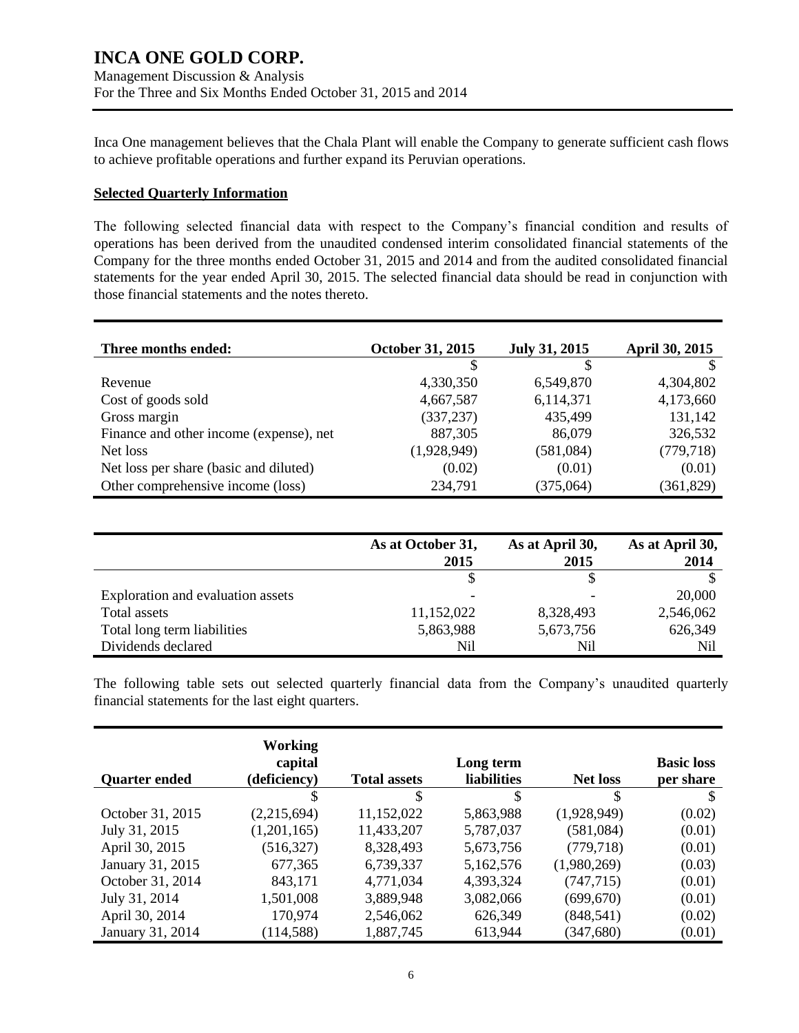Inca One management believes that the Chala Plant will enable the Company to generate sufficient cash flows to achieve profitable operations and further expand its Peruvian operations.

## Selected Quarterly Information

The following selected financial data with respect to the Company's financial condition and results of operations has been derived from the unaudited condensed interim consolidated financial statements of the Company for the three months ended October 31, 2015 and 2014 and from the audited consolidated financial statements for the year ended April 30, 2015. The selected financial data should be read in conjunction with those financial statements and the notes thereto.

| Three months ended: | October 31, 2015 | July 31, 2015 | April 30, 2015 |
|---|---|---|---|
| | $ | $ | $ |
| Revenue | 4,330,350 | 6,549,870 | 4,304,802 |
| Cost of goods sold | 4,667,587 | 6,114,371 | 4,173,660 |
| Gross margin | (337,237) | 435,499 | 131,142 |
| Finance and other income (expense), net | 887,305 | 86,079 | 326,532 |
| Net loss | (1,928,949) | (581,084) | (779,718) |
| Net loss per share (basic and diluted) | (0.02) | (0.01) | (0.01) |
| Other comprehensive income (loss) | 234,791 | (375,064) | (361,829) |

| | As at October 31, 2015 | As at April 30, 2015 | As at April 30, 2014 |
|---|---|---|---|
| | $ | $ | $ |
| Exploration and evaluation assets | - | - | 20,000 |
| Total assets | 11,152,022 | 8,328,493 | 2,546,062 |
| Total long term liabilities | 5,863,988 | 5,673,756 | 626,349 |
| Dividends declared | Nil | Nil | Nil |

The following table sets out selected quarterly financial data from the Company's unaudited quarterly financial statements for the last eight quarters.

| Quarter ended | Working capital (deficiency) | Total assets | Long term liabilities | Net loss | Basic loss per share |
|---|---|---|---|---|---|
| | $ | $ | $ | $ | $ |
| October 31, 2015 | (2,215,694) | 11,152,022 | 5,863,988 | (1,928,949) | (0.02) |
| July 31, 2015 | (1,201,165) | 11,433,207 | 5,787,037 | (581,084) | (0.01) |
| April 30, 2015 | (516,327) | 8,328,493 | 5,673,756 | (779,718) | (0.01) |
| January 31, 2015 | 677,365 | 6,739,337 | 5,162,576 | (1,980,269) | (0.03) |
| October 31, 2014 | 843,171 | 4,771,034 | 4,393,324 | (747,715) | (0.01) |
| July 31, 2014 | 1,501,008 | 3,889,948 | 3,082,066 | (699,670) | (0.01) |
| April 30, 2014 | 170,974 | 2,546,062 | 626,349 | (848,541) | (0.02) |
| January 31, 2014 | (114,588) | 1,887,745 | 613,944 | (347,680) | (0.01) |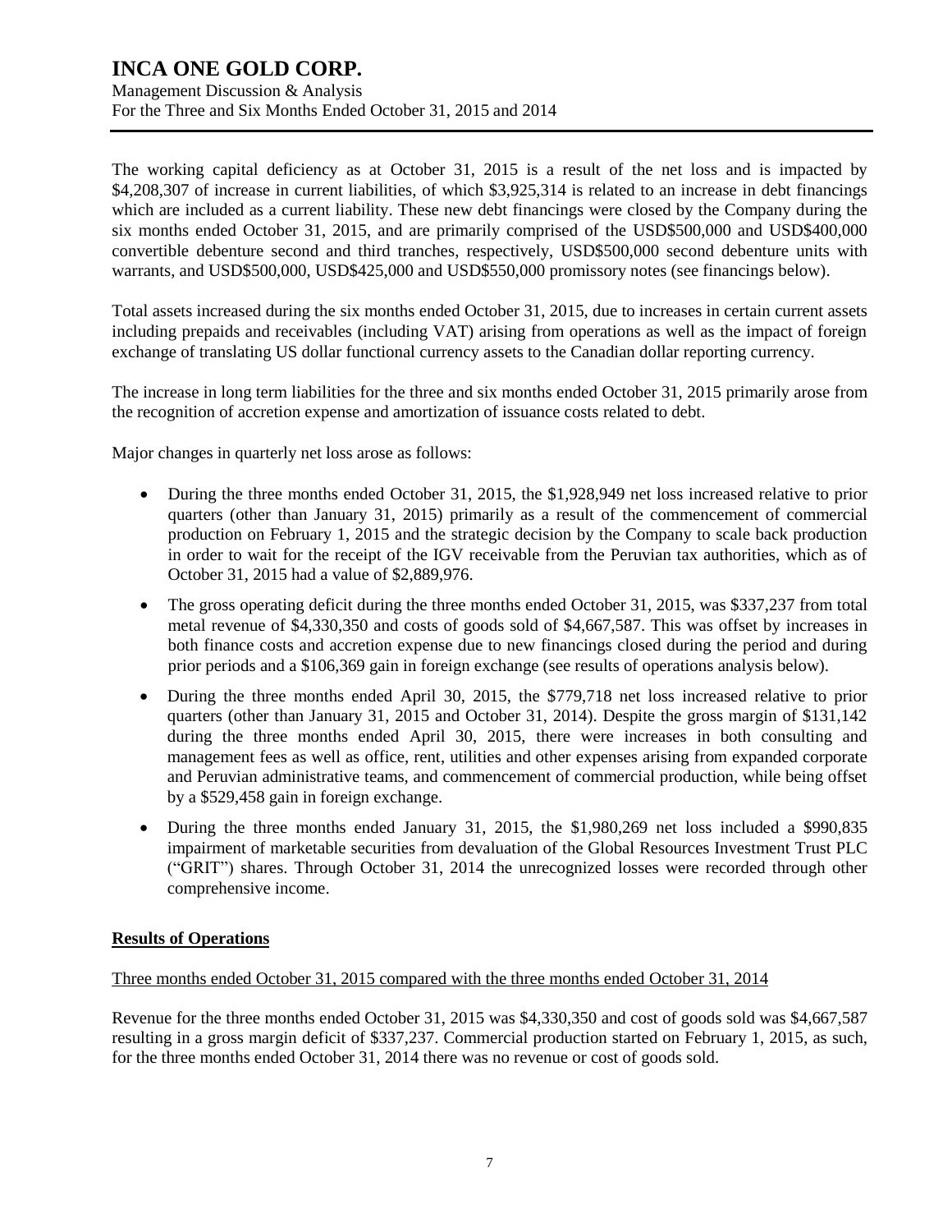The working capital deficiency as at October 31, 2015 is a result of the net loss and is impacted by $4,208,307 of increase in current liabilities, of which $3,925,314 is related to an increase in debt financings which are included as a current liability. These new debt financings were closed by the Company during the six months ended October 31, 2015, and are primarily comprised of the USD$500,000 and USD$400,000 convertible debenture second and third tranches, respectively, USD$500,000 second debenture units with warrants, and USD$500,000, USD$425,000 and USD$550,000 promissory notes (see financings below).

Total assets increased during the six months ended October 31, 2015, due to increases in certain current assets including prepaids and receivables (including VAT) arising from operations as well as the impact of foreign exchange of translating US dollar functional currency assets to the Canadian dollar reporting currency.

The increase in long term liabilities for the three and six months ended October 31, 2015 primarily arose from the recognition of accretion expense and amortization of issuance costs related to debt.

Major changes in quarterly net loss arose as follows:

- During the three months ended October 31, 2015, the $1,928,949 net loss increased relative to prior quarters (other than January 31, 2015) primarily as a result of the commencement of commercial production on February 1, 2015 and the strategic decision by the Company to scale back production in order to wait for the receipt of the IGV receivable from the Peruvian tax authorities, which as of October 31, 2015 had a value of $2,889,976.
- The gross operating deficit during the three months ended October 31, 2015, was $337,237 from total metal revenue of $4,330,350 and costs of goods sold of $4,667,587. This was offset by increases in both finance costs and accretion expense due to new financings closed during the period and during prior periods and a $106,369 gain in foreign exchange (see results of operations analysis below).
- During the three months ended April 30, 2015, the $779,718 net loss increased relative to prior quarters (other than January 31, 2015 and October 31, 2014). Despite the gross margin of $131,142 during the three months ended April 30, 2015, there were increases in both consulting and management fees as well as office, rent, utilities and other expenses arising from expanded corporate and Peruvian administrative teams, and commencement of commercial production, while being offset by a $529,458 gain in foreign exchange.
- During the three months ended January 31, 2015, the $1,980,269 net loss included a $990,835 impairment of marketable securities from devaluation of the Global Resources Investment Trust PLC ("GRIT") shares. Through October 31, 2014 the unrecognized losses were recorded through other comprehensive income.

## Results of Operations

### Three months ended October 31, 2015 compared with the three months ended October 31, 2014

Revenue for the three months ended October 31, 2015 was $4,330,350 and cost of goods sold was $4,667,587 resulting in a gross margin deficit of $337,237. Commercial production started on February 1, 2015, as such, for the three months ended October 31, 2014 there was no revenue or cost of goods sold.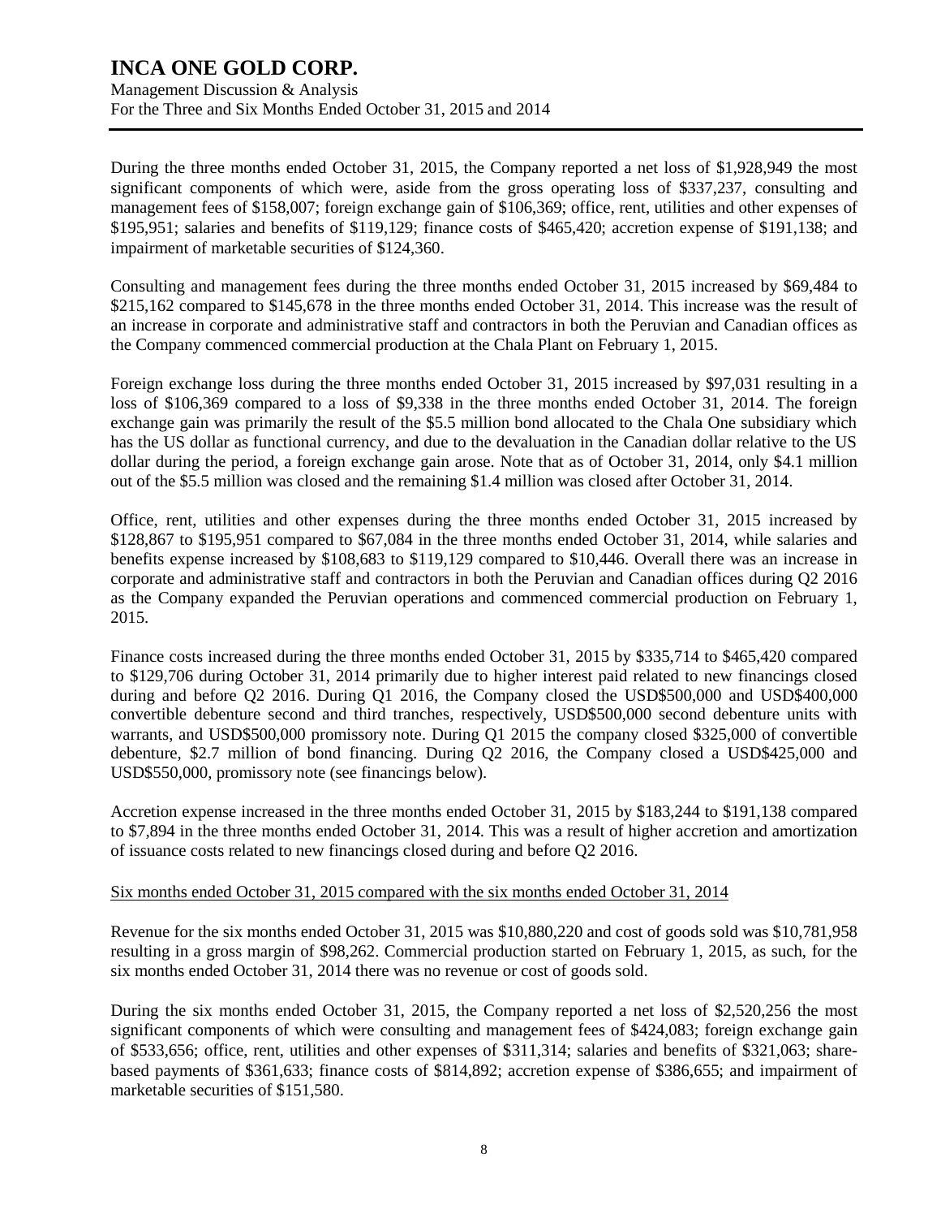During the three months ended October 31, 2015, the Company reported a net loss of $1,928,949 the most significant components of which were, aside from the gross operating loss of $337,237, consulting and management fees of $158,007; foreign exchange gain of $106,369; office, rent, utilities and other expenses of $195,951; salaries and benefits of $119,129; finance costs of $465,420; accretion expense of $191,138; and impairment of marketable securities of $124,360.

Consulting and management fees during the three months ended October 31, 2015 increased by $69,484 to $215,162 compared to $145,678 in the three months ended October 31, 2014. This increase was the result of an increase in corporate and administrative staff and contractors in both the Peruvian and Canadian offices as the Company commenced commercial production at the Chala Plant on February 1, 2015.

Foreign exchange loss during the three months ended October 31, 2015 increased by $97,031 resulting in a loss of $106,369 compared to a loss of $9,338 in the three months ended October 31, 2014. The foreign exchange gain was primarily the result of the $5.5 million bond allocated to the Chala One subsidiary which has the US dollar as functional currency, and due to the devaluation in the Canadian dollar relative to the US dollar during the period, a foreign exchange gain arose. Note that as of October 31, 2014, only $4.1 million out of the $5.5 million was closed and the remaining $1.4 million was closed after October 31, 2014.

Office, rent, utilities and other expenses during the three months ended October 31, 2015 increased by $128,867 to $195,951 compared to $67,084 in the three months ended October 31, 2014, while salaries and benefits expense increased by $108,683 to $119,129 compared to $10,446. Overall there was an increase in corporate and administrative staff and contractors in both the Peruvian and Canadian offices during Q2 2016 as the Company expanded the Peruvian operations and commenced commercial production on February 1, 2015.

Finance costs increased during the three months ended October 31, 2015 by $335,714 to $465,420 compared to $129,706 during October 31, 2014 primarily due to higher interest paid related to new financings closed during and before Q2 2016. During Q1 2016, the Company closed the USD$500,000 and USD$400,000 convertible debenture second and third tranches, respectively, USD$500,000 second debenture units with warrants, and USD$500,000 promissory note. During Q1 2015 the company closed $325,000 of convertible debenture, $2.7 million of bond financing. During Q2 2016, the Company closed a USD$425,000 and USD$550,000, promissory note (see financings below).

Accretion expense increased in the three months ended October 31, 2015 by $183,244 to $191,138 compared to $7,894 in the three months ended October 31, 2014. This was a result of higher accretion and amortization of issuance costs related to new financings closed during and before Q2 2016.

Six months ended October 31, 2015 compared with the six months ended October 31, 2014

Revenue for the six months ended October 31, 2015 was $10,880,220 and cost of goods sold was $10,781,958 resulting in a gross margin of $98,262. Commercial production started on February 1, 2015, as such, for the six months ended October 31, 2014 there was no revenue or cost of goods sold.

During the six months ended October 31, 2015, the Company reported a net loss of $2,520,256 the most significant components of which were consulting and management fees of $424,083; foreign exchange gain of $533,656; office, rent, utilities and other expenses of $311,314; salaries and benefits of $321,063; share-based payments of $361,633; finance costs of $814,892; accretion expense of $386,655; and impairment of marketable securities of $151,580.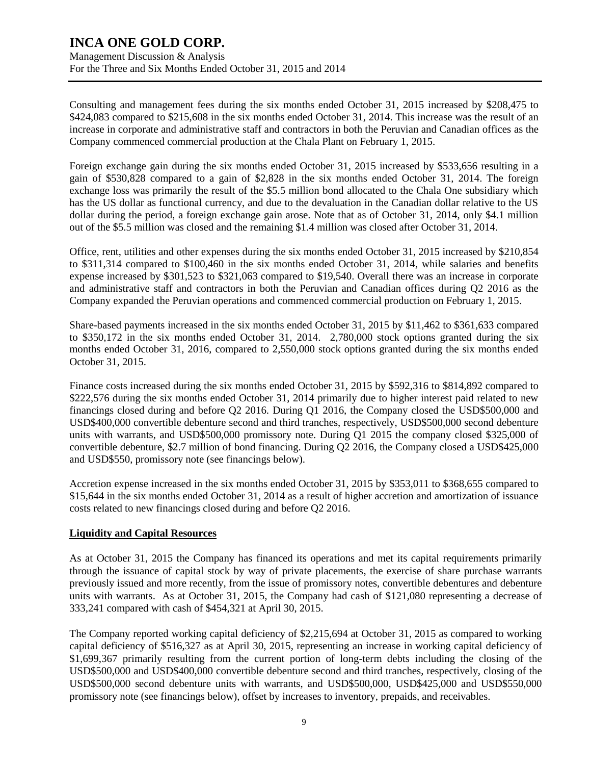Consulting and management fees during the six months ended October 31, 2015 increased by $208,475 to $424,083 compared to $215,608 in the six months ended October 31, 2014. This increase was the result of an increase in corporate and administrative staff and contractors in both the Peruvian and Canadian offices as the Company commenced commercial production at the Chala Plant on February 1, 2015.

Foreign exchange gain during the six months ended October 31, 2015 increased by $533,656 resulting in a gain of $530,828 compared to a gain of $2,828 in the six months ended October 31, 2014. The foreign exchange loss was primarily the result of the $5.5 million bond allocated to the Chala One subsidiary which has the US dollar as functional currency, and due to the devaluation in the Canadian dollar relative to the US dollar during the period, a foreign exchange gain arose. Note that as of October 31, 2014, only $4.1 million out of the $5.5 million was closed and the remaining $1.4 million was closed after October 31, 2014.

Office, rent, utilities and other expenses during the six months ended October 31, 2015 increased by $210,854 to $311,314 compared to $100,460 in the six months ended October 31, 2014, while salaries and benefits expense increased by $301,523 to $321,063 compared to $19,540. Overall there was an increase in corporate and administrative staff and contractors in both the Peruvian and Canadian offices during Q2 2016 as the Company expanded the Peruvian operations and commenced commercial production on February 1, 2015.

Share-based payments increased in the six months ended October 31, 2015 by $11,462 to $361,633 compared to $350,172 in the six months ended October 31, 2014. 2,780,000 stock options granted during the six months ended October 31, 2016, compared to 2,550,000 stock options granted during the six months ended October 31, 2015.

Finance costs increased during the six months ended October 31, 2015 by $592,316 to $814,892 compared to $222,576 during the six months ended October 31, 2014 primarily due to higher interest paid related to new financings closed during and before Q2 2016. During Q1 2016, the Company closed the USD$500,000 and USD$400,000 convertible debenture second and third tranches, respectively, USD$500,000 second debenture units with warrants, and USD$500,000 promissory note. During Q1 2015 the company closed $325,000 of convertible debenture, $2.7 million of bond financing. During Q2 2016, the Company closed a USD$425,000 and USD$550, promissory note (see financings below).

Accretion expense increased in the six months ended October 31, 2015 by $353,011 to $368,655 compared to $15,644 in the six months ended October 31, 2014 as a result of higher accretion and amortization of issuance costs related to new financings closed during and before Q2 2016.

## Liquidity and Capital Resources

As at October 31, 2015 the Company has financed its operations and met its capital requirements primarily through the issuance of capital stock by way of private placements, the exercise of share purchase warrants previously issued and more recently, from the issue of promissory notes, convertible debentures and debenture units with warrants. As at October 31, 2015, the Company had cash of $121,080 representing a decrease of 333,241 compared with cash of $454,321 at April 30, 2015.

The Company reported working capital deficiency of $2,215,694 at October 31, 2015 as compared to working capital deficiency of $516,327 as at April 30, 2015, representing an increase in working capital deficiency of $1,699,367 primarily resulting from the current portion of long-term debts including the closing of the USD$500,000 and USD$400,000 convertible debenture second and third tranches, respectively, closing of the USD$500,000 second debenture units with warrants, and USD$500,000, USD$425,000 and USD$550,000 promissory note (see financings below), offset by increases to inventory, prepaids, and receivables.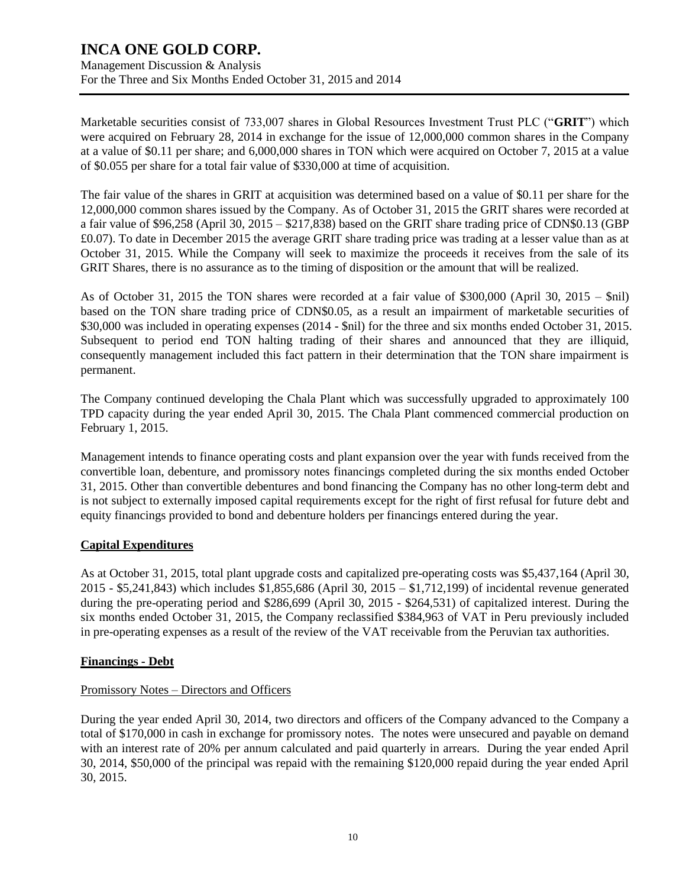Marketable securities consist of 733,007 shares in Global Resources Investment Trust PLC ("**GRIT**") which were acquired on February 28, 2014 in exchange for the issue of 12,000,000 common shares in the Company at a value of $0.11 per share; and 6,000,000 shares in TON which were acquired on October 7, 2015 at a value of $0.055 per share for a total fair value of $330,000 at time of acquisition.

The fair value of the shares in GRIT at acquisition was determined based on a value of $0.11 per share for the 12,000,000 common shares issued by the Company. As of October 31, 2015 the GRIT shares were recorded at a fair value of $96,258 (April 30, 2015 – $217,838) based on the GRIT share trading price of CDN$0.13 (GBP £0.07). To date in December 2015 the average GRIT share trading price was trading at a lesser value than as at October 31, 2015. While the Company will seek to maximize the proceeds it receives from the sale of its GRIT Shares, there is no assurance as to the timing of disposition or the amount that will be realized.

As of October 31, 2015 the TON shares were recorded at a fair value of $300,000 (April 30, 2015 – $nil) based on the TON share trading price of CDN$0.05, as a result an impairment of marketable securities of $30,000 was included in operating expenses (2014 - $nil) for the three and six months ended October 31, 2015. Subsequent to period end TON halting trading of their shares and announced that they are illiquid, consequently management included this fact pattern in their determination that the TON share impairment is permanent.

The Company continued developing the Chala Plant which was successfully upgraded to approximately 100 TPD capacity during the year ended April 30, 2015. The Chala Plant commenced commercial production on February 1, 2015.

Management intends to finance operating costs and plant expansion over the year with funds received from the convertible loan, debenture, and promissory notes financings completed during the six months ended October 31, 2015. Other than convertible debentures and bond financing the Company has no other long-term debt and is not subject to externally imposed capital requirements except for the right of first refusal for future debt and equity financings provided to bond and debenture holders per financings entered during the year.

## Capital Expenditures

As at October 31, 2015, total plant upgrade costs and capitalized pre-operating costs was $5,437,164 (April 30, 2015 - $5,241,843) which includes $1,855,686 (April 30, 2015 – $1,712,199) of incidental revenue generated during the pre-operating period and $286,699 (April 30, 2015 - $264,531) of capitalized interest. During the six months ended October 31, 2015, the Company reclassified $384,963 of VAT in Peru previously included in pre-operating expenses as a result of the review of the VAT receivable from the Peruvian tax authorities.

## Financings - Debt

### Promissory Notes – Directors and Officers

During the year ended April 30, 2014, two directors and officers of the Company advanced to the Company a total of $170,000 in cash in exchange for promissory notes. The notes were unsecured and payable on demand with an interest rate of 20% per annum calculated and paid quarterly in arrears. During the year ended April 30, 2014, $50,000 of the principal was repaid with the remaining $120,000 repaid during the year ended April 30, 2015.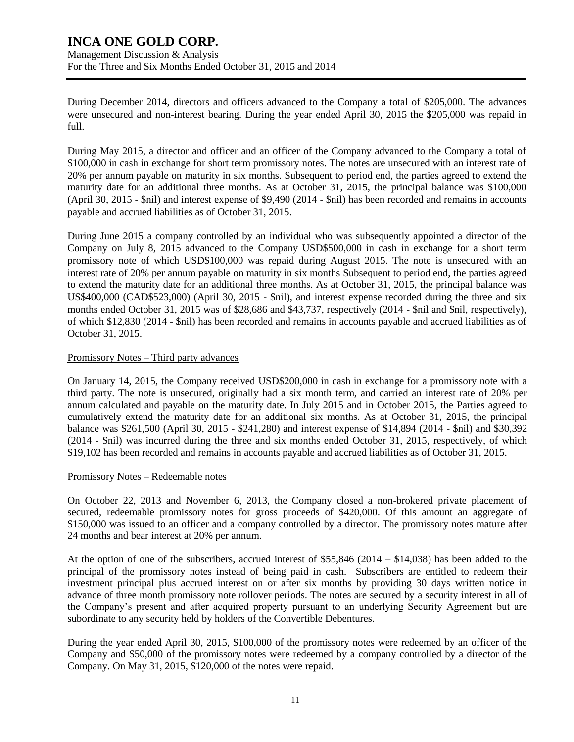During December 2014, directors and officers advanced to the Company a total of $205,000. The advances were unsecured and non-interest bearing. During the year ended April 30, 2015 the $205,000 was repaid in full.

During May 2015, a director and officer and an officer of the Company advanced to the Company a total of $100,000 in cash in exchange for short term promissory notes. The notes are unsecured with an interest rate of 20% per annum payable on maturity in six months. Subsequent to period end, the parties agreed to extend the maturity date for an additional three months. As at October 31, 2015, the principal balance was $100,000 (April 30, 2015 - $nil) and interest expense of $9,490 (2014 - $nil) has been recorded and remains in accounts payable and accrued liabilities as of October 31, 2015.

During June 2015 a company controlled by an individual who was subsequently appointed a director of the Company on July 8, 2015 advanced to the Company USD$500,000 in cash in exchange for a short term promissory note of which USD$100,000 was repaid during August 2015. The note is unsecured with an interest rate of 20% per annum payable on maturity in six months Subsequent to period end, the parties agreed to extend the maturity date for an additional three months. As at October 31, 2015, the principal balance was US$400,000 (CAD$523,000) (April 30, 2015 - $nil), and interest expense recorded during the three and six months ended October 31, 2015 was of $28,686 and $43,737, respectively (2014 - $nil and $nil, respectively), of which $12,830 (2014 - $nil) has been recorded and remains in accounts payable and accrued liabilities as of October 31, 2015.

Promissory Notes – Third party advances

On January 14, 2015, the Company received USD$200,000 in cash in exchange for a promissory note with a third party. The note is unsecured, originally had a six month term, and carried an interest rate of 20% per annum calculated and payable on the maturity date. In July 2015 and in October 2015, the Parties agreed to cumulatively extend the maturity date for an additional six months. As at October 31, 2015, the principal balance was $261,500 (April 30, 2015 - $241,280) and interest expense of $14,894 (2014 - $nil) and $30,392 (2014 - $nil) was incurred during the three and six months ended October 31, 2015, respectively, of which $19,102 has been recorded and remains in accounts payable and accrued liabilities as of October 31, 2015.

Promissory Notes – Redeemable notes

On October 22, 2013 and November 6, 2013, the Company closed a non-brokered private placement of secured, redeemable promissory notes for gross proceeds of $420,000. Of this amount an aggregate of $150,000 was issued to an officer and a company controlled by a director. The promissory notes mature after 24 months and bear interest at 20% per annum.

At the option of one of the subscribers, accrued interest of $55,846 (2014 – $14,038) has been added to the principal of the promissory notes instead of being paid in cash. Subscribers are entitled to redeem their investment principal plus accrued interest on or after six months by providing 30 days written notice in advance of three month promissory note rollover periods. The notes are secured by a security interest in all of the Company's present and after acquired property pursuant to an underlying Security Agreement but are subordinate to any security held by holders of the Convertible Debentures.

During the year ended April 30, 2015, $100,000 of the promissory notes were redeemed by an officer of the Company and $50,000 of the promissory notes were redeemed by a company controlled by a director of the Company. On May 31, 2015, $120,000 of the notes were repaid.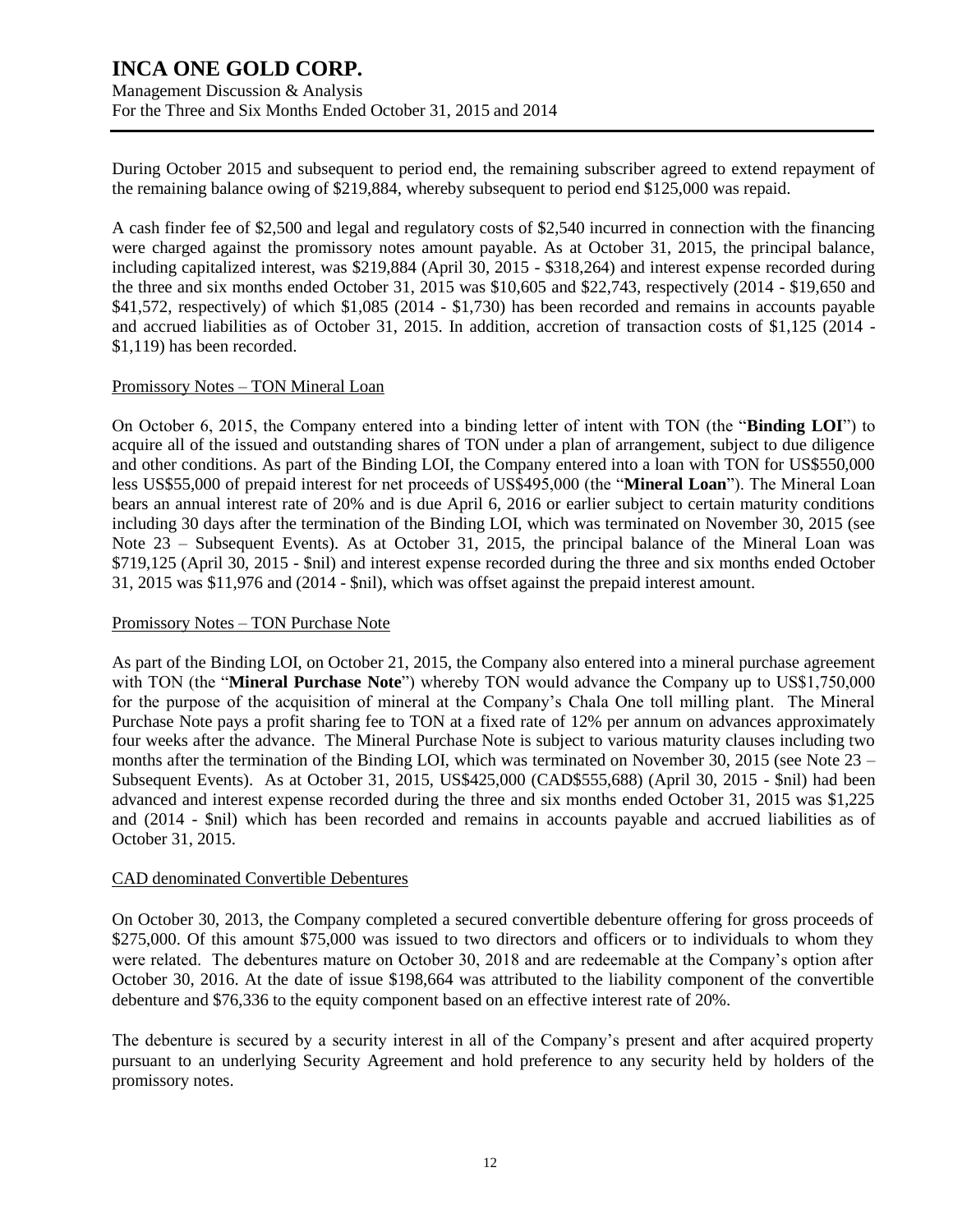During October 2015 and subsequent to period end, the remaining subscriber agreed to extend repayment of the remaining balance owing of $219,884, whereby subsequent to period end $125,000 was repaid.

A cash finder fee of $2,500 and legal and regulatory costs of $2,540 incurred in connection with the financing were charged against the promissory notes amount payable. As at October 31, 2015, the principal balance, including capitalized interest, was $219,884 (April 30, 2015 - $318,264) and interest expense recorded during the three and six months ended October 31, 2015 was $10,605 and $22,743, respectively (2014 - $19,650 and $41,572, respectively) of which $1,085 (2014 - $1,730) has been recorded and remains in accounts payable and accrued liabilities as of October 31, 2015. In addition, accretion of transaction costs of $1,125 (2014 - $1,119) has been recorded.

Promissory Notes – TON Mineral Loan

On October 6, 2015, the Company entered into a binding letter of intent with TON (the "**Binding LOI**") to acquire all of the issued and outstanding shares of TON under a plan of arrangement, subject to due diligence and other conditions. As part of the Binding LOI, the Company entered into a loan with TON for US$550,000 less US$55,000 of prepaid interest for net proceeds of US$495,000 (the "**Mineral Loan**"). The Mineral Loan bears an annual interest rate of 20% and is due April 6, 2016 or earlier subject to certain maturity conditions including 30 days after the termination of the Binding LOI, which was terminated on November 30, 2015 (see Note 23 – Subsequent Events). As at October 31, 2015, the principal balance of the Mineral Loan was $719,125 (April 30, 2015 - $nil) and interest expense recorded during the three and six months ended October 31, 2015 was $11,976 and (2014 - $nil), which was offset against the prepaid interest amount.

Promissory Notes – TON Purchase Note

As part of the Binding LOI, on October 21, 2015, the Company also entered into a mineral purchase agreement with TON (the "**Mineral Purchase Note**") whereby TON would advance the Company up to US$1,750,000 for the purpose of the acquisition of mineral at the Company's Chala One toll milling plant. The Mineral Purchase Note pays a profit sharing fee to TON at a fixed rate of 12% per annum on advances approximately four weeks after the advance. The Mineral Purchase Note is subject to various maturity clauses including two months after the termination of the Binding LOI, which was terminated on November 30, 2015 (see Note 23 – Subsequent Events). As at October 31, 2015, US$425,000 (CAD$555,688) (April 30, 2015 - $nil) had been advanced and interest expense recorded during the three and six months ended October 31, 2015 was $1,225 and (2014 - $nil) which has been recorded and remains in accounts payable and accrued liabilities as of October 31, 2015.

CAD denominated Convertible Debentures

On October 30, 2013, the Company completed a secured convertible debenture offering for gross proceeds of $275,000. Of this amount $75,000 was issued to two directors and officers or to individuals to whom they were related. The debentures mature on October 30, 2018 and are redeemable at the Company's option after October 30, 2016. At the date of issue $198,664 was attributed to the liability component of the convertible debenture and $76,336 to the equity component based on an effective interest rate of 20%.

The debenture is secured by a security interest in all of the Company's present and after acquired property pursuant to an underlying Security Agreement and hold preference to any security held by holders of the promissory notes.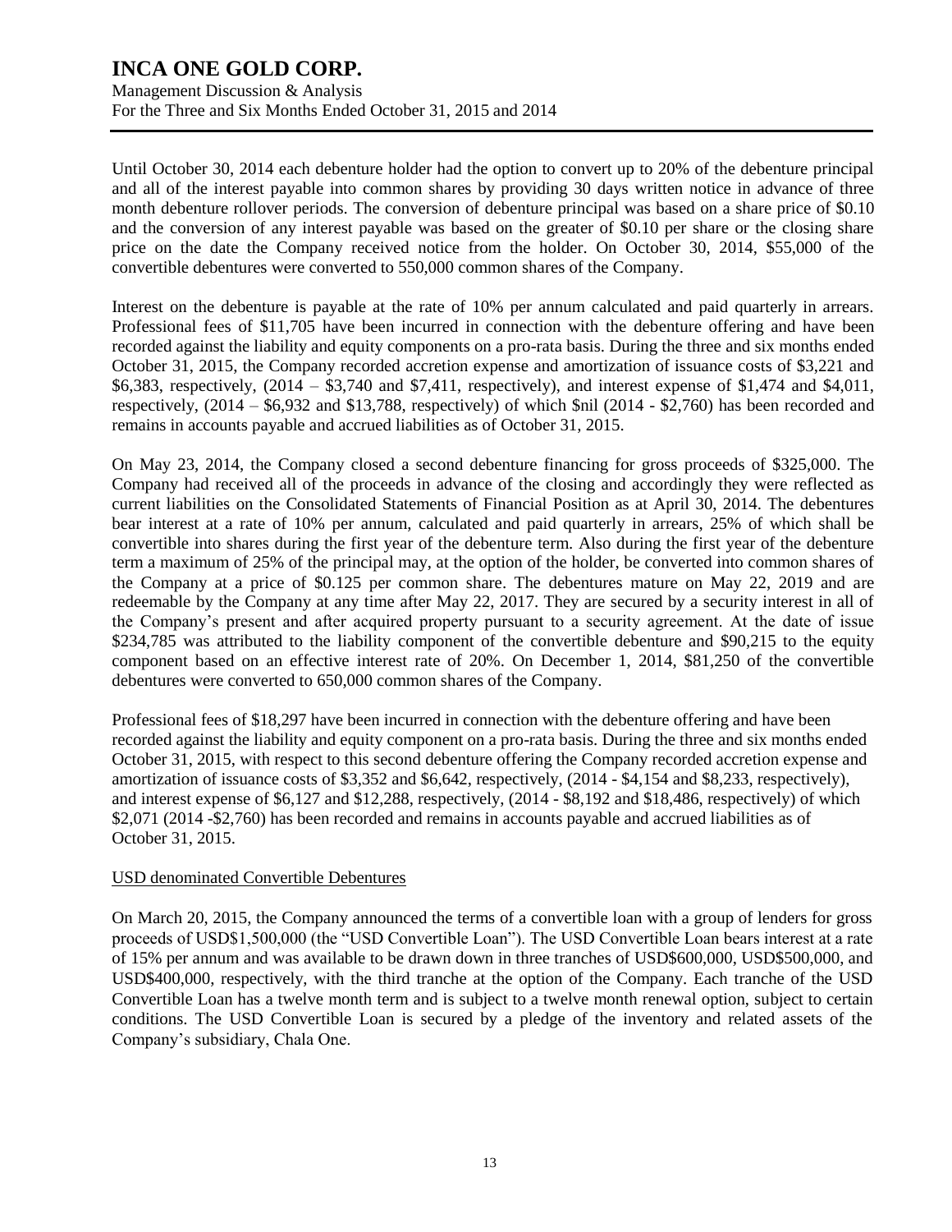Until October 30, 2014 each debenture holder had the option to convert up to 20% of the debenture principal and all of the interest payable into common shares by providing 30 days written notice in advance of three month debenture rollover periods. The conversion of debenture principal was based on a share price of $0.10 and the conversion of any interest payable was based on the greater of $0.10 per share or the closing share price on the date the Company received notice from the holder. On October 30, 2014, $55,000 of the convertible debentures were converted to 550,000 common shares of the Company.

Interest on the debenture is payable at the rate of 10% per annum calculated and paid quarterly in arrears. Professional fees of $11,705 have been incurred in connection with the debenture offering and have been recorded against the liability and equity components on a pro-rata basis. During the three and six months ended October 31, 2015, the Company recorded accretion expense and amortization of issuance costs of $3,221 and $6,383, respectively, (2014 – $3,740 and $7,411, respectively), and interest expense of $1,474 and $4,011, respectively, (2014 – $6,932 and $13,788, respectively) of which $nil (2014 - $2,760) has been recorded and remains in accounts payable and accrued liabilities as of October 31, 2015.

On May 23, 2014, the Company closed a second debenture financing for gross proceeds of $325,000. The Company had received all of the proceeds in advance of the closing and accordingly they were reflected as current liabilities on the Consolidated Statements of Financial Position as at April 30, 2014. The debentures bear interest at a rate of 10% per annum, calculated and paid quarterly in arrears, 25% of which shall be convertible into shares during the first year of the debenture term. Also during the first year of the debenture term a maximum of 25% of the principal may, at the option of the holder, be converted into common shares of the Company at a price of $0.125 per common share. The debentures mature on May 22, 2019 and are redeemable by the Company at any time after May 22, 2017. They are secured by a security interest in all of the Company's present and after acquired property pursuant to a security agreement. At the date of issue $234,785 was attributed to the liability component of the convertible debenture and $90,215 to the equity component based on an effective interest rate of 20%. On December 1, 2014, $81,250 of the convertible debentures were converted to 650,000 common shares of the Company.

Professional fees of $18,297 have been incurred in connection with the debenture offering and have been recorded against the liability and equity component on a pro-rata basis. During the three and six months ended October 31, 2015, with respect to this second debenture offering the Company recorded accretion expense and amortization of issuance costs of $3,352 and $6,642, respectively, (2014 - $4,154 and $8,233, respectively), and interest expense of $6,127 and $12,288, respectively, (2014 - $8,192 and $18,486, respectively) of which $2,071 (2014 -$2,760) has been recorded and remains in accounts payable and accrued liabilities as of October 31, 2015.

USD denominated Convertible Debentures

On March 20, 2015, the Company announced the terms of a convertible loan with a group of lenders for gross proceeds of USD$1,500,000 (the "USD Convertible Loan"). The USD Convertible Loan bears interest at a rate of 15% per annum and was available to be drawn down in three tranches of USD$600,000, USD$500,000, and USD$400,000, respectively, with the third tranche at the option of the Company. Each tranche of the USD Convertible Loan has a twelve month term and is subject to a twelve month renewal option, subject to certain conditions. The USD Convertible Loan is secured by a pledge of the inventory and related assets of the Company's subsidiary, Chala One.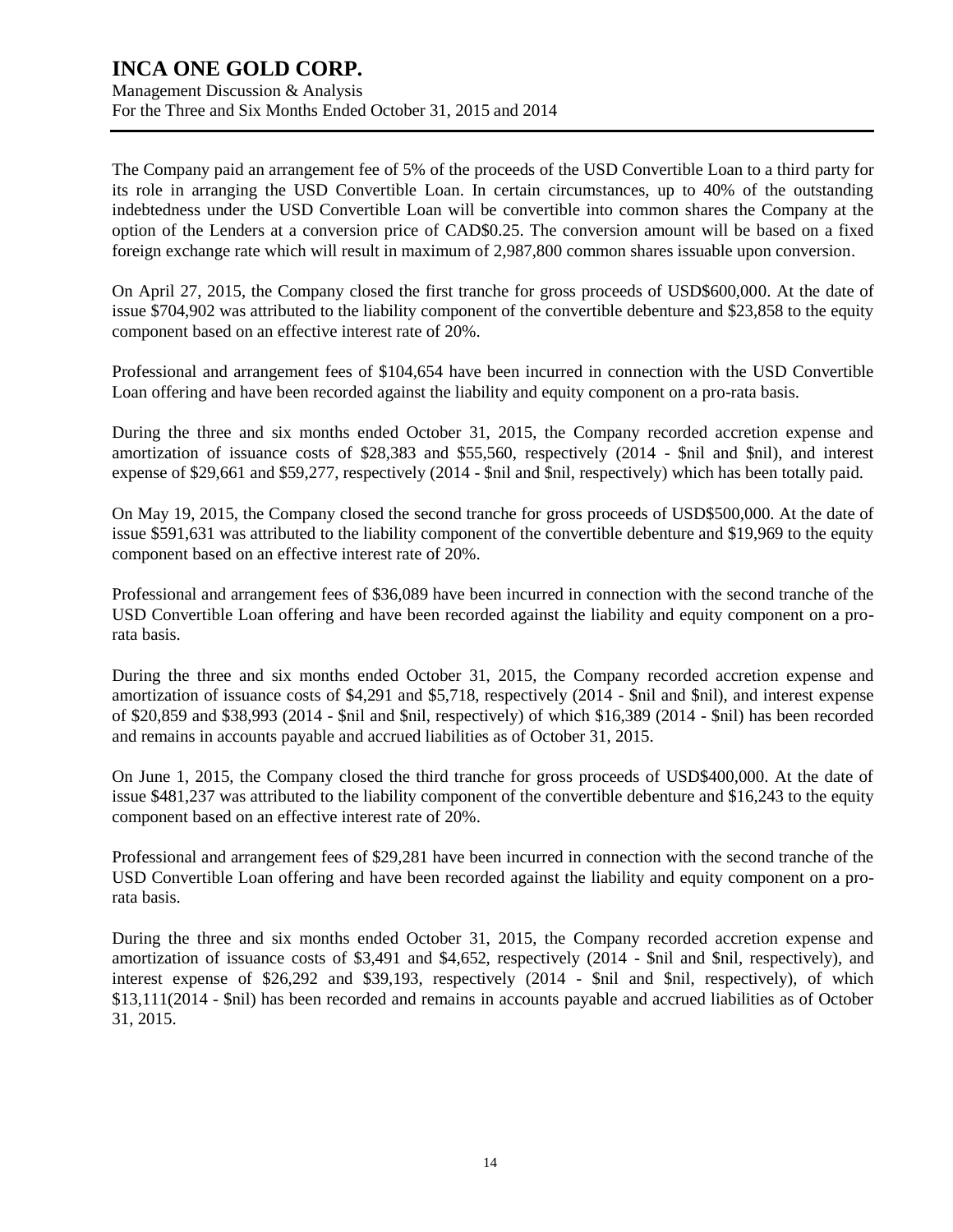The Company paid an arrangement fee of 5% of the proceeds of the USD Convertible Loan to a third party for its role in arranging the USD Convertible Loan. In certain circumstances, up to 40% of the outstanding indebtedness under the USD Convertible Loan will be convertible into common shares the Company at the option of the Lenders at a conversion price of CAD$0.25. The conversion amount will be based on a fixed foreign exchange rate which will result in maximum of 2,987,800 common shares issuable upon conversion.

On April 27, 2015, the Company closed the first tranche for gross proceeds of USD$600,000. At the date of issue $704,902 was attributed to the liability component of the convertible debenture and $23,858 to the equity component based on an effective interest rate of 20%.

Professional and arrangement fees of $104,654 have been incurred in connection with the USD Convertible Loan offering and have been recorded against the liability and equity component on a pro-rata basis.

During the three and six months ended October 31, 2015, the Company recorded accretion expense and amortization of issuance costs of $28,383 and $55,560, respectively (2014 - $nil and $nil), and interest expense of $29,661 and $59,277, respectively (2014 - $nil and $nil, respectively) which has been totally paid.

On May 19, 2015, the Company closed the second tranche for gross proceeds of USD$500,000. At the date of issue $591,631 was attributed to the liability component of the convertible debenture and $19,969 to the equity component based on an effective interest rate of 20%.

Professional and arrangement fees of $36,089 have been incurred in connection with the second tranche of the USD Convertible Loan offering and have been recorded against the liability and equity component on a pro-rata basis.

During the three and six months ended October 31, 2015, the Company recorded accretion expense and amortization of issuance costs of $4,291 and $5,718, respectively (2014 - $nil and $nil), and interest expense of $20,859 and $38,993 (2014 - $nil and $nil, respectively) of which $16,389 (2014 - $nil) has been recorded and remains in accounts payable and accrued liabilities as of October 31, 2015.

On June 1, 2015, the Company closed the third tranche for gross proceeds of USD$400,000. At the date of issue $481,237 was attributed to the liability component of the convertible debenture and $16,243 to the equity component based on an effective interest rate of 20%.

Professional and arrangement fees of $29,281 have been incurred in connection with the second tranche of the USD Convertible Loan offering and have been recorded against the liability and equity component on a pro-rata basis.

During the three and six months ended October 31, 2015, the Company recorded accretion expense and amortization of issuance costs of $3,491 and $4,652, respectively (2014 - $nil and $nil, respectively), and interest expense of $26,292 and $39,193, respectively (2014 - $nil and $nil, respectively), of which $13,111(2014 - $nil) has been recorded and remains in accounts payable and accrued liabilities as of October 31, 2015.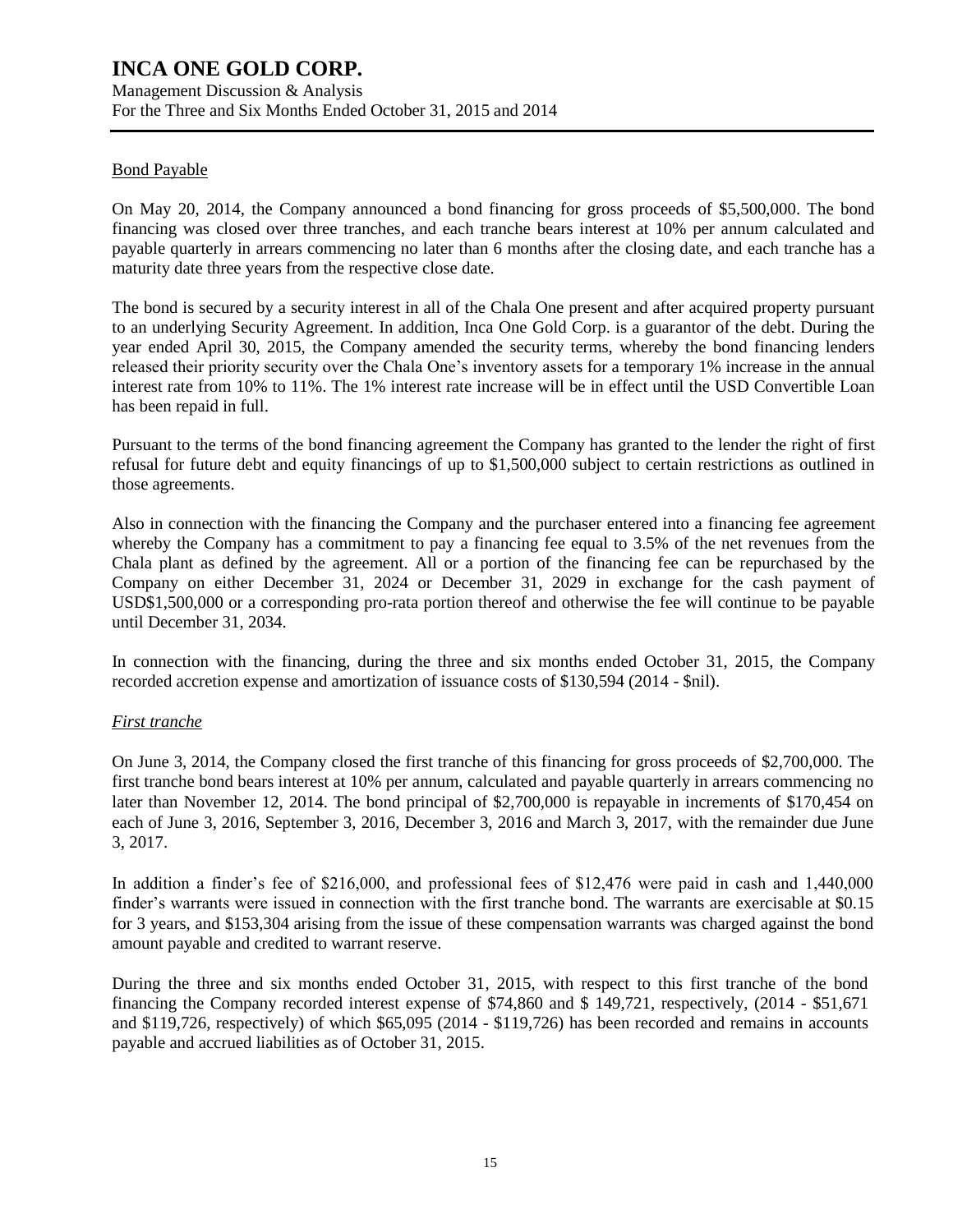## Bond Payable

On May 20, 2014, the Company announced a bond financing for gross proceeds of $5,500,000. The bond financing was closed over three tranches, and each tranche bears interest at 10% per annum calculated and payable quarterly in arrears commencing no later than 6 months after the closing date, and each tranche has a maturity date three years from the respective close date.

The bond is secured by a security interest in all of the Chala One present and after acquired property pursuant to an underlying Security Agreement. In addition, Inca One Gold Corp. is a guarantor of the debt. During the year ended April 30, 2015, the Company amended the security terms, whereby the bond financing lenders released their priority security over the Chala One's inventory assets for a temporary 1% increase in the annual interest rate from 10% to 11%. The 1% interest rate increase will be in effect until the USD Convertible Loan has been repaid in full.

Pursuant to the terms of the bond financing agreement the Company has granted to the lender the right of first refusal for future debt and equity financings of up to $1,500,000 subject to certain restrictions as outlined in those agreements.

Also in connection with the financing the Company and the purchaser entered into a financing fee agreement whereby the Company has a commitment to pay a financing fee equal to 3.5% of the net revenues from the Chala plant as defined by the agreement. All or a portion of the financing fee can be repurchased by the Company on either December 31, 2024 or December 31, 2029 in exchange for the cash payment of USD$1,500,000 or a corresponding pro-rata portion thereof and otherwise the fee will continue to be payable until December 31, 2034.

In connection with the financing, during the three and six months ended October 31, 2015, the Company recorded accretion expense and amortization of issuance costs of $130,594 (2014 - $nil).

### *First tranche*

On June 3, 2014, the Company closed the first tranche of this financing for gross proceeds of $2,700,000. The first tranche bond bears interest at 10% per annum, calculated and payable quarterly in arrears commencing no later than November 12, 2014. The bond principal of $2,700,000 is repayable in increments of $170,454 on each of June 3, 2016, September 3, 2016, December 3, 2016 and March 3, 2017, with the remainder due June 3, 2017.

In addition a finder's fee of $216,000, and professional fees of $12,476 were paid in cash and 1,440,000 finder's warrants were issued in connection with the first tranche bond. The warrants are exercisable at $0.15 for 3 years, and $153,304 arising from the issue of these compensation warrants was charged against the bond amount payable and credited to warrant reserve.

During the three and six months ended October 31, 2015, with respect to this first tranche of the bond financing the Company recorded interest expense of $74,860 and $ 149,721, respectively, (2014 - $51,671 and $119,726, respectively) of which $65,095 (2014 - $119,726) has been recorded and remains in accounts payable and accrued liabilities as of October 31, 2015.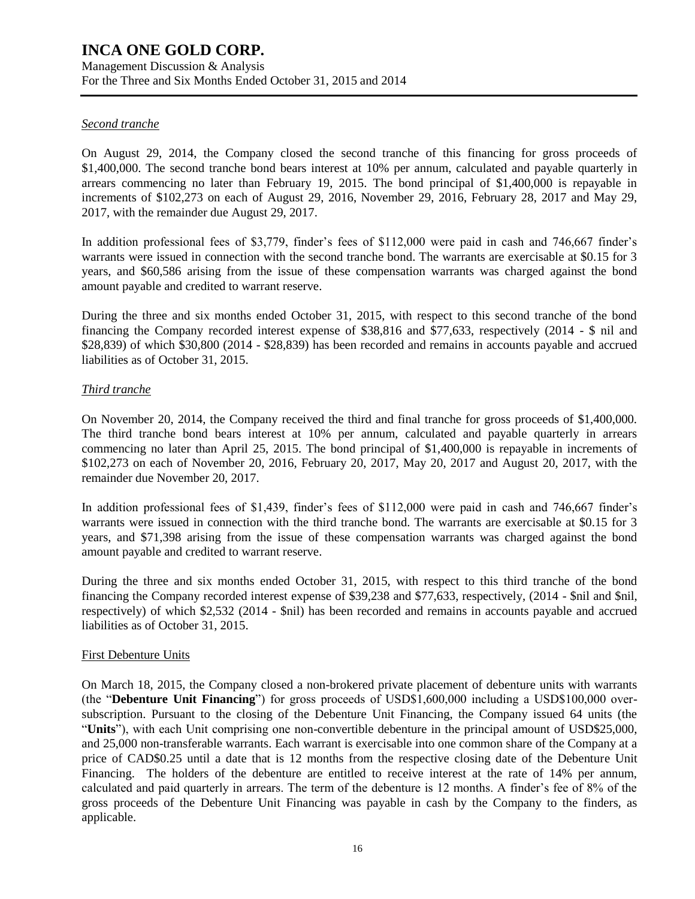*Second tranche*

On August 29, 2014, the Company closed the second tranche of this financing for gross proceeds of $1,400,000. The second tranche bond bears interest at 10% per annum, calculated and payable quarterly in arrears commencing no later than February 19, 2015. The bond principal of $1,400,000 is repayable in increments of $102,273 on each of August 29, 2016, November 29, 2016, February 28, 2017 and May 29, 2017, with the remainder due August 29, 2017.

In addition professional fees of $3,779, finder's fees of $112,000 were paid in cash and 746,667 finder's warrants were issued in connection with the second tranche bond. The warrants are exercisable at $0.15 for 3 years, and $60,586 arising from the issue of these compensation warrants was charged against the bond amount payable and credited to warrant reserve.

During the three and six months ended October 31, 2015, with respect to this second tranche of the bond financing the Company recorded interest expense of $38,816 and $77,633, respectively (2014 - $ nil and $28,839) of which $30,800 (2014 - $28,839) has been recorded and remains in accounts payable and accrued liabilities as of October 31, 2015.

*Third tranche*

On November 20, 2014, the Company received the third and final tranche for gross proceeds of $1,400,000. The third tranche bond bears interest at 10% per annum, calculated and payable quarterly in arrears commencing no later than April 25, 2015. The bond principal of $1,400,000 is repayable in increments of $102,273 on each of November 20, 2016, February 20, 2017, May 20, 2017 and August 20, 2017, with the remainder due November 20, 2017.

In addition professional fees of $1,439, finder's fees of $112,000 were paid in cash and 746,667 finder's warrants were issued in connection with the third tranche bond. The warrants are exercisable at $0.15 for 3 years, and $71,398 arising from the issue of these compensation warrants was charged against the bond amount payable and credited to warrant reserve.

During the three and six months ended October 31, 2015, with respect to this third tranche of the bond financing the Company recorded interest expense of $39,238 and $77,633, respectively, (2014 - $nil and $nil, respectively) of which $2,532 (2014 - $nil) has been recorded and remains in accounts payable and accrued liabilities as of October 31, 2015.

First Debenture Units

On March 18, 2015, the Company closed a non-brokered private placement of debenture units with warrants (the "**Debenture Unit Financing**") for gross proceeds of USD$1,600,000 including a USD$100,000 oversubscription. Pursuant to the closing of the Debenture Unit Financing, the Company issued 64 units (the "**Units**"), with each Unit comprising one non-convertible debenture in the principal amount of USD$25,000, and 25,000 non-transferable warrants. Each warrant is exercisable into one common share of the Company at a price of CAD$0.25 until a date that is 12 months from the respective closing date of the Debenture Unit Financing. The holders of the debenture are entitled to receive interest at the rate of 14% per annum, calculated and paid quarterly in arrears. The term of the debenture is 12 months. A finder's fee of 8% of the gross proceeds of the Debenture Unit Financing was payable in cash by the Company to the finders, as applicable.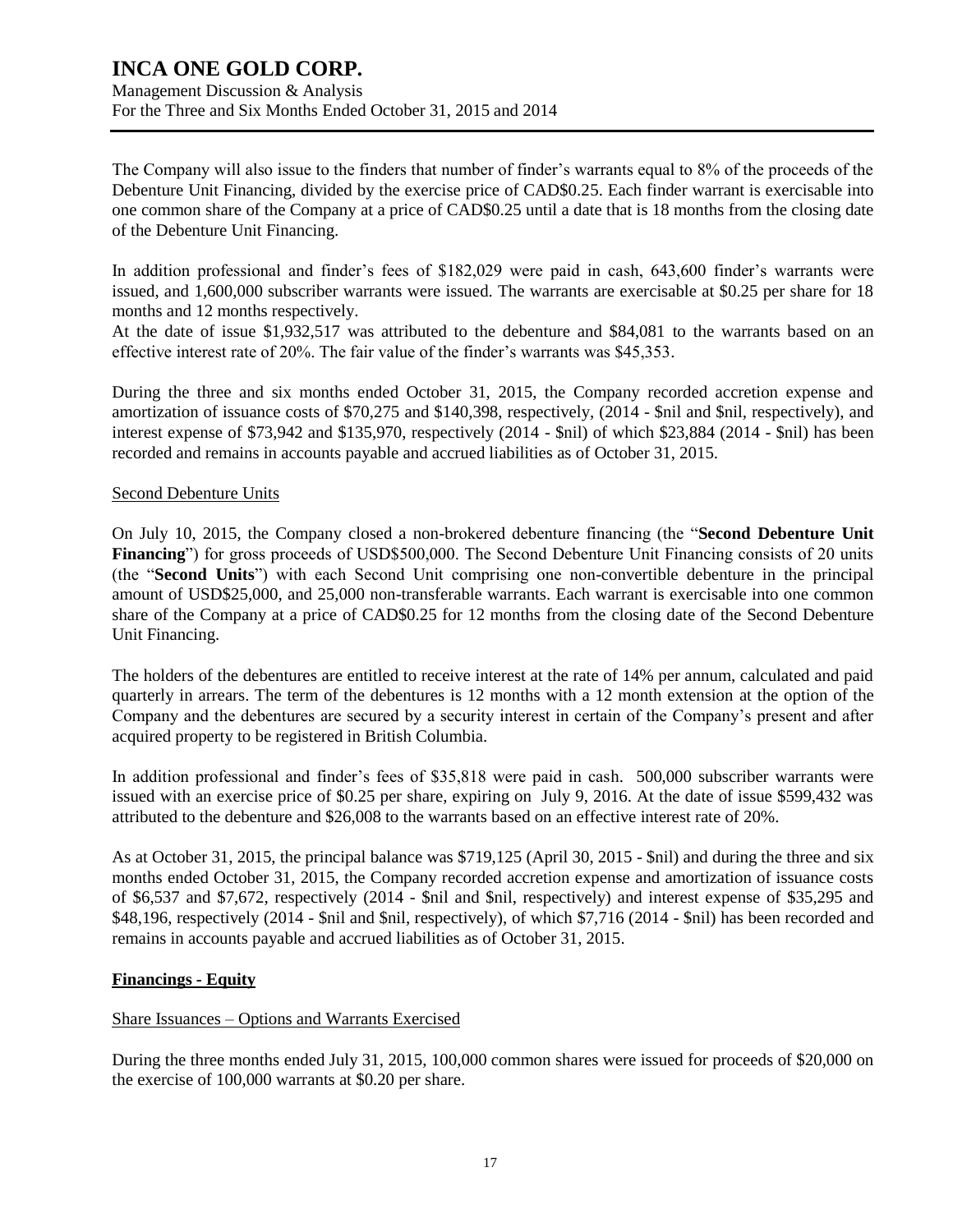The Company will also issue to the finders that number of finder's warrants equal to 8% of the proceeds of the Debenture Unit Financing, divided by the exercise price of CAD$0.25. Each finder warrant is exercisable into one common share of the Company at a price of CAD$0.25 until a date that is 18 months from the closing date of the Debenture Unit Financing.

In addition professional and finder's fees of $182,029 were paid in cash, 643,600 finder's warrants were issued, and 1,600,000 subscriber warrants were issued. The warrants are exercisable at $0.25 per share for 18 months and 12 months respectively.

At the date of issue $1,932,517 was attributed to the debenture and $84,081 to the warrants based on an effective interest rate of 20%. The fair value of the finder's warrants was $45,353.

During the three and six months ended October 31, 2015, the Company recorded accretion expense and amortization of issuance costs of $70,275 and $140,398, respectively, (2014 - $nil and $nil, respectively), and interest expense of $73,942 and $135,970, respectively (2014 - $nil) of which $23,884 (2014 - $nil) has been recorded and remains in accounts payable and accrued liabilities as of October 31, 2015.

Second Debenture Units

On July 10, 2015, the Company closed a non-brokered debenture financing (the "**Second Debenture Unit Financing**") for gross proceeds of USD$500,000. The Second Debenture Unit Financing consists of 20 units (the "**Second Units**") with each Second Unit comprising one non-convertible debenture in the principal amount of USD$25,000, and 25,000 non-transferable warrants. Each warrant is exercisable into one common share of the Company at a price of CAD$0.25 for 12 months from the closing date of the Second Debenture Unit Financing.

The holders of the debentures are entitled to receive interest at the rate of 14% per annum, calculated and paid quarterly in arrears. The term of the debentures is 12 months with a 12 month extension at the option of the Company and the debentures are secured by a security interest in certain of the Company's present and after acquired property to be registered in British Columbia.

In addition professional and finder's fees of $35,818 were paid in cash. 500,000 subscriber warrants were issued with an exercise price of $0.25 per share, expiring on July 9, 2016. At the date of issue $599,432 was attributed to the debenture and $26,008 to the warrants based on an effective interest rate of 20%.

As at October 31, 2015, the principal balance was $719,125 (April 30, 2015 - $nil) and during the three and six months ended October 31, 2015, the Company recorded accretion expense and amortization of issuance costs of $6,537 and $7,672, respectively (2014 - $nil and $nil, respectively) and interest expense of $35,295 and $48,196, respectively (2014 - $nil and $nil, respectively), of which $7,716 (2014 - $nil) has been recorded and remains in accounts payable and accrued liabilities as of October 31, 2015.

**Financings - Equity**

Share Issuances – Options and Warrants Exercised

During the three months ended July 31, 2015, 100,000 common shares were issued for proceeds of $20,000 on the exercise of 100,000 warrants at $0.20 per share.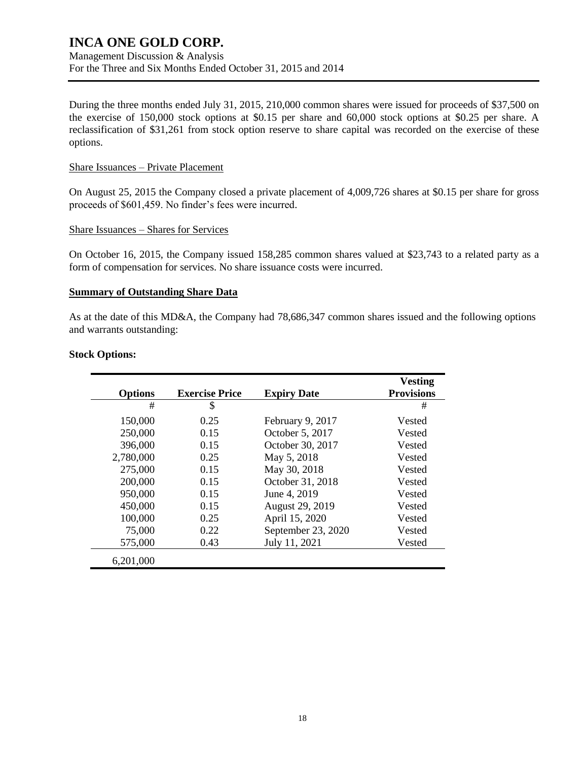During the three months ended July 31, 2015, 210,000 common shares were issued for proceeds of $37,500 on the exercise of 150,000 stock options at $0.15 per share and 60,000 stock options at $0.25 per share. A reclassification of $31,261 from stock option reserve to share capital was recorded on the exercise of these options.

Share Issuances – Private Placement

On August 25, 2015 the Company closed a private placement of 4,009,726 shares at $0.15 per share for gross proceeds of $601,459. No finder's fees were incurred.

Share Issuances – Shares for Services

On October 16, 2015, the Company issued 158,285 common shares valued at $23,743 to a related party as a form of compensation for services. No share issuance costs were incurred.

**Summary of Outstanding Share Data**

As at the date of this MD&A, the Company had 78,686,347 common shares issued and the following options and warrants outstanding:

**Stock Options:**

| Options | Exercise Price | Expiry Date | Vesting Provisions |
|---|---|---|---|
| # | $ | | # |
| 150,000 | 0.25 | February 9, 2017 | Vested |
| 250,000 | 0.15 | October 5, 2017 | Vested |
| 396,000 | 0.15 | October 30, 2017 | Vested |
| 2,780,000 | 0.25 | May 5, 2018 | Vested |
| 275,000 | 0.15 | May 30, 2018 | Vested |
| 200,000 | 0.15 | October 31, 2018 | Vested |
| 950,000 | 0.15 | June 4, 2019 | Vested |
| 450,000 | 0.15 | August 29, 2019 | Vested |
| 100,000 | 0.25 | April 15, 2020 | Vested |
| 75,000 | 0.22 | September 23, 2020 | Vested |
| 575,000 | 0.43 | July 11, 2021 | Vested |
| 6,201,000 | | | |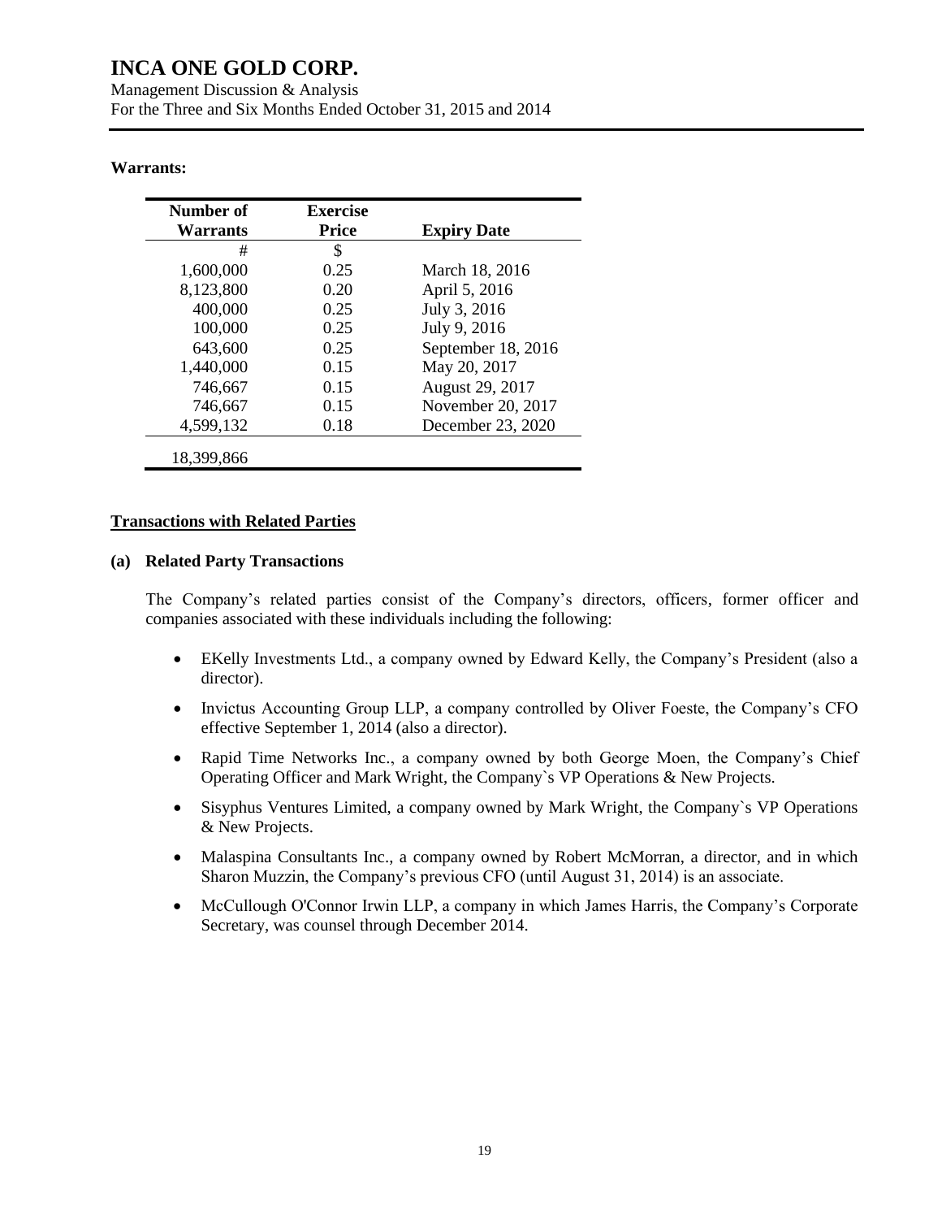**Warrants:**

| Number of Warrants | Exercise Price | Expiry Date |
|---|---|---|
| # | $ | |
| 1,600,000 | 0.25 | March 18, 2016 |
| 8,123,800 | 0.20 | April 5, 2016 |
| 400,000 | 0.25 | July 3, 2016 |
| 100,000 | 0.25 | July 9, 2016 |
| 643,600 | 0.25 | September 18, 2016 |
| 1,440,000 | 0.15 | May 20, 2017 |
| 746,667 | 0.15 | August 29, 2017 |
| 746,667 | 0.15 | November 20, 2017 |
| 4,599,132 | 0.18 | December 23, 2020 |
| 18,399,866 | | |

## Transactions with Related Parties

### (a) Related Party Transactions

The Company's related parties consist of the Company's directors, officers, former officer and companies associated with these individuals including the following:

- EKelly Investments Ltd., a company owned by Edward Kelly, the Company's President (also a director).
- Invictus Accounting Group LLP, a company controlled by Oliver Foeste, the Company's CFO effective September 1, 2014 (also a director).
- Rapid Time Networks Inc., a company owned by both George Moen, the Company's Chief Operating Officer and Mark Wright, the Company`s VP Operations & New Projects.
- Sisyphus Ventures Limited, a company owned by Mark Wright, the Company`s VP Operations & New Projects.
- Malaspina Consultants Inc., a company owned by Robert McMorran, a director, and in which Sharon Muzzin, the Company's previous CFO (until August 31, 2014) is an associate.
- McCullough O'Connor Irwin LLP, a company in which James Harris, the Company's Corporate Secretary, was counsel through December 2014.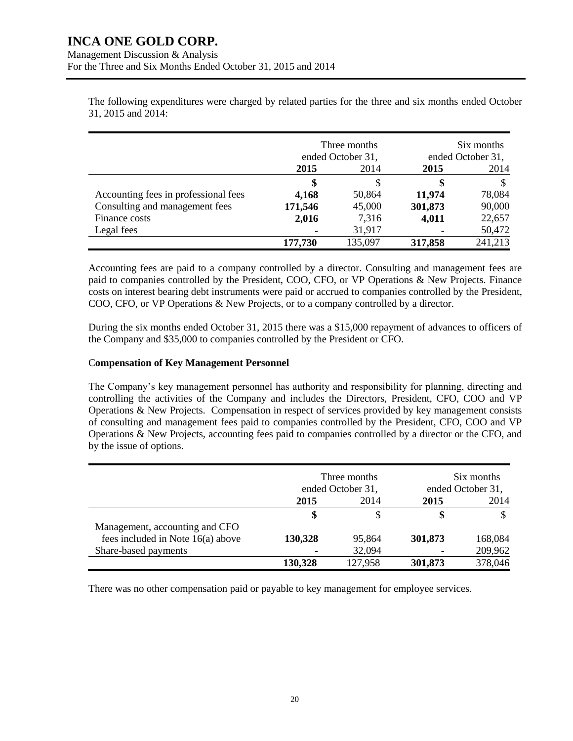The following expenditures were charged by related parties for the three and six months ended October 31, 2015 and 2014:

| | Three months ended October 31, | | Six months ended October 31, | |
|---|---|---|---|---|
| | **2015** | 2014 | **2015** | 2014 |
| | **$** | $ | **$** | $ |
| Accounting fees in professional fees | **4,168** | 50,864 | **11,974** | 78,084 |
| Consulting and management fees | **171,546** | 45,000 | **301,873** | 90,000 |
| Finance costs | **2,016** | 7,316 | **4,011** | 22,657 |
| Legal fees | **-** | 31,917 | **-** | 50,472 |
| | **177,730** | 135,097 | **317,858** | 241,213 |

Accounting fees are paid to a company controlled by a director. Consulting and management fees are paid to companies controlled by the President, COO, CFO, or VP Operations & New Projects. Finance costs on interest bearing debt instruments were paid or accrued to companies controlled by the President, COO, CFO, or VP Operations & New Projects, or to a company controlled by a director.

During the six months ended October 31, 2015 there was a $15,000 repayment of advances to officers of the Company and $35,000 to companies controlled by the President or CFO.

**Compensation of Key Management Personnel**

The Company's key management personnel has authority and responsibility for planning, directing and controlling the activities of the Company and includes the Directors, President, CFO, COO and VP Operations & New Projects. Compensation in respect of services provided by key management consists of consulting and management fees paid to companies controlled by the President, CFO, COO and VP Operations & New Projects, accounting fees paid to companies controlled by a director or the CFO, and by the issue of options.

| | Three months ended October 31, | | Six months ended October 31, | |
|---|---|---|---|---|
| | **2015** | 2014 | **2015** | 2014 |
| | **$** | $ | **$** | $ |
| Management, accounting and CFO fees included in Note 16(a) above | **130,328** | 95,864 | **301,873** | 168,084 |
| Share-based payments | **-** | 32,094 | **-** | 209,962 |
| | **130,328** | 127,958 | **301,873** | 378,046 |

There was no other compensation paid or payable to key management for employee services.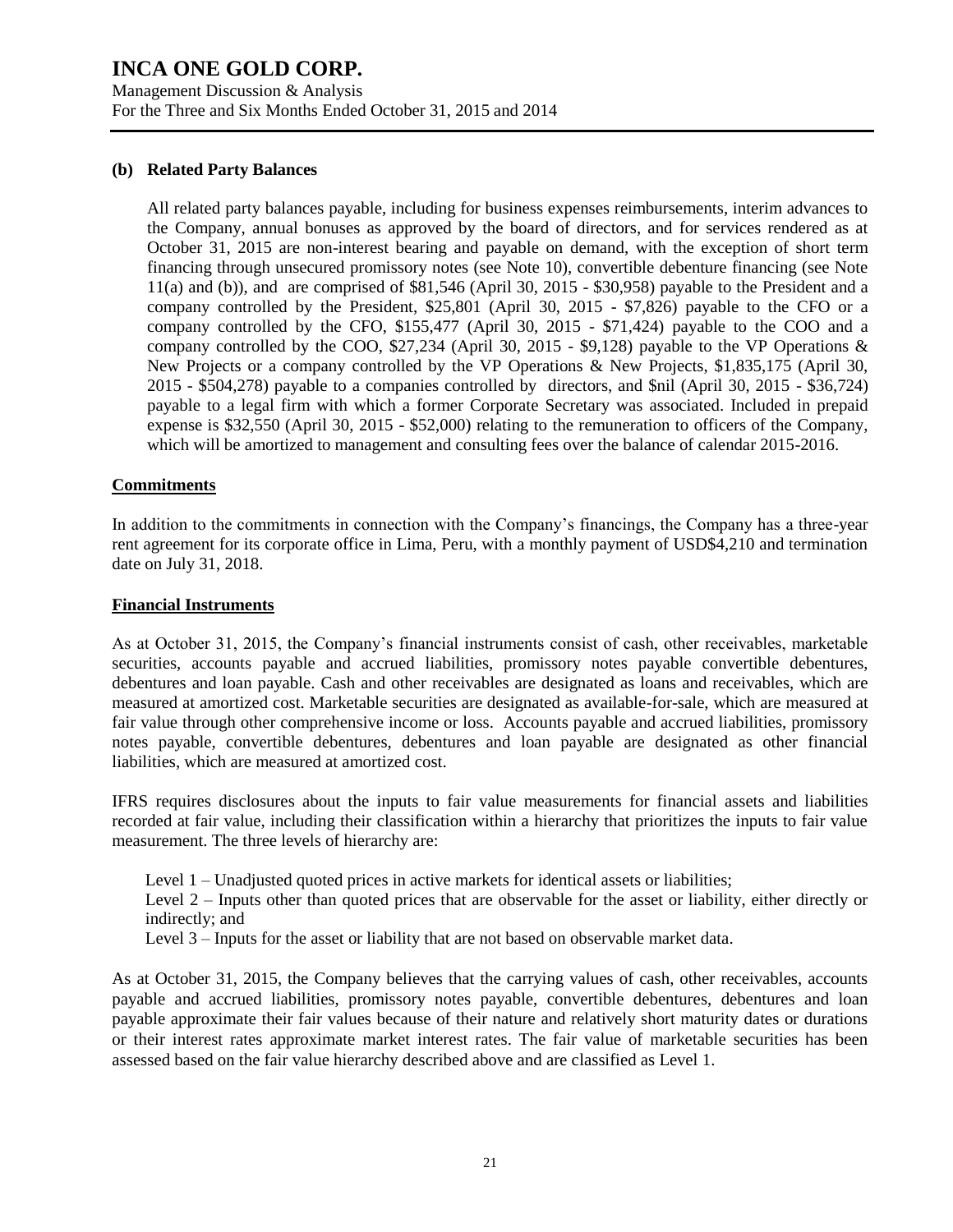**(b) Related Party Balances**

All related party balances payable, including for business expenses reimbursements, interim advances to the Company, annual bonuses as approved by the board of directors, and for services rendered as at October 31, 2015 are non-interest bearing and payable on demand, with the exception of short term financing through unsecured promissory notes (see Note 10), convertible debenture financing (see Note 11(a) and (b)), and are comprised of $81,546 (April 30, 2015 - $30,958) payable to the President and a company controlled by the President, $25,801 (April 30, 2015 - $7,826) payable to the CFO or a company controlled by the CFO, $155,477 (April 30, 2015 - $71,424) payable to the COO and a company controlled by the COO, $27,234 (April 30, 2015 - $9,128) payable to the VP Operations & New Projects or a company controlled by the VP Operations & New Projects, $1,835,175 (April 30, 2015 - $504,278) payable to a companies controlled by directors, and $nil (April 30, 2015 - $36,724) payable to a legal firm with which a former Corporate Secretary was associated. Included in prepaid expense is $32,550 (April 30, 2015 - $52,000) relating to the remuneration to officers of the Company, which will be amortized to management and consulting fees over the balance of calendar 2015-2016.

## Commitments

In addition to the commitments in connection with the Company's financings, the Company has a three-year rent agreement for its corporate office in Lima, Peru, with a monthly payment of USD$4,210 and termination date on July 31, 2018.

## Financial Instruments

As at October 31, 2015, the Company's financial instruments consist of cash, other receivables, marketable securities, accounts payable and accrued liabilities, promissory notes payable convertible debentures, debentures and loan payable. Cash and other receivables are designated as loans and receivables, which are measured at amortized cost. Marketable securities are designated as available-for-sale, which are measured at fair value through other comprehensive income or loss. Accounts payable and accrued liabilities, promissory notes payable, convertible debentures, debentures and loan payable are designated as other financial liabilities, which are measured at amortized cost.

IFRS requires disclosures about the inputs to fair value measurements for financial assets and liabilities recorded at fair value, including their classification within a hierarchy that prioritizes the inputs to fair value measurement. The three levels of hierarchy are:

Level 1 – Unadjusted quoted prices in active markets for identical assets or liabilities;

Level 2 – Inputs other than quoted prices that are observable for the asset or liability, either directly or indirectly; and

Level 3 – Inputs for the asset or liability that are not based on observable market data.

As at October 31, 2015, the Company believes that the carrying values of cash, other receivables, accounts payable and accrued liabilities, promissory notes payable, convertible debentures, debentures and loan payable approximate their fair values because of their nature and relatively short maturity dates or durations or their interest rates approximate market interest rates. The fair value of marketable securities has been assessed based on the fair value hierarchy described above and are classified as Level 1.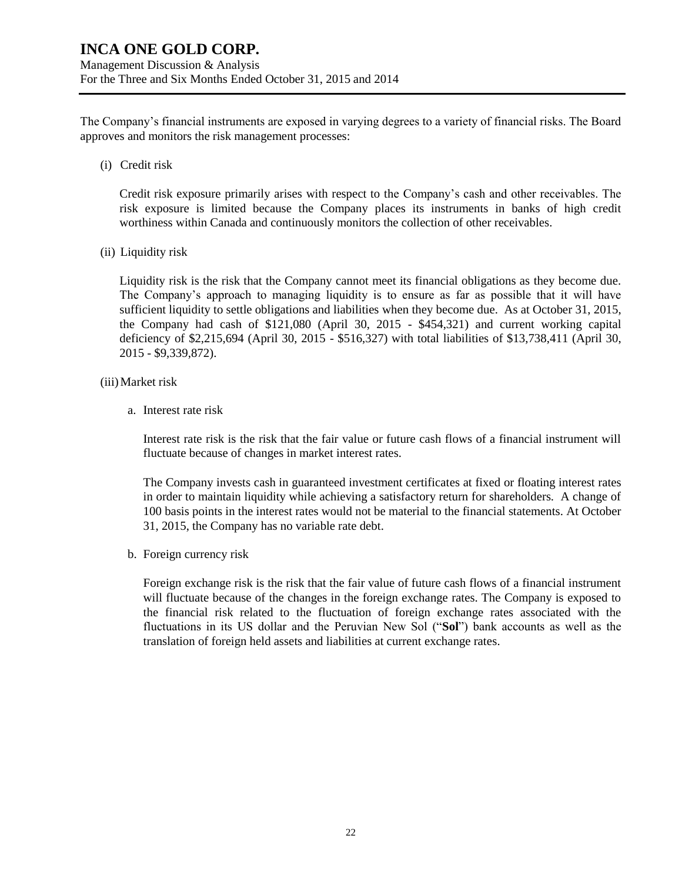The Company's financial instruments are exposed in varying degrees to a variety of financial risks. The Board approves and monitors the risk management processes:

(i) Credit risk

Credit risk exposure primarily arises with respect to the Company's cash and other receivables. The risk exposure is limited because the Company places its instruments in banks of high credit worthiness within Canada and continuously monitors the collection of other receivables.

(ii) Liquidity risk

Liquidity risk is the risk that the Company cannot meet its financial obligations as they become due. The Company's approach to managing liquidity is to ensure as far as possible that it will have sufficient liquidity to settle obligations and liabilities when they become due. As at October 31, 2015, the Company had cash of $121,080 (April 30, 2015 - $454,321) and current working capital deficiency of $2,215,694 (April 30, 2015 - $516,327) with total liabilities of $13,738,411 (April 30, 2015 - $9,339,872).

(iii) Market risk

a. Interest rate risk

Interest rate risk is the risk that the fair value or future cash flows of a financial instrument will fluctuate because of changes in market interest rates.

The Company invests cash in guaranteed investment certificates at fixed or floating interest rates in order to maintain liquidity while achieving a satisfactory return for shareholders. A change of 100 basis points in the interest rates would not be material to the financial statements. At October 31, 2015, the Company has no variable rate debt.

b. Foreign currency risk

Foreign exchange risk is the risk that the fair value of future cash flows of a financial instrument will fluctuate because of the changes in the foreign exchange rates. The Company is exposed to the financial risk related to the fluctuation of foreign exchange rates associated with the fluctuations in its US dollar and the Peruvian New Sol ("**Sol**") bank accounts as well as the translation of foreign held assets and liabilities at current exchange rates.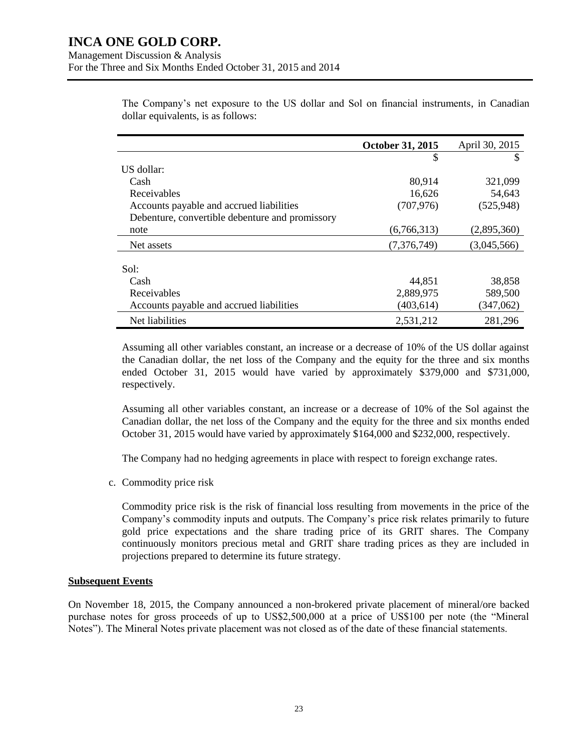The Company's net exposure to the US dollar and Sol on financial instruments, in Canadian dollar equivalents, is as follows:

| | **October 31, 2015** | April 30, 2015 |
|---|---|---|
| | $ | $ |
| US dollar: | | |
| Cash | 80,914 | 321,099 |
| Receivables | 16,626 | 54,643 |
| Accounts payable and accrued liabilities | (707,976) | (525,948) |
| Debenture, convertible debenture and promissory note | (6,766,313) | (2,895,360) |
| Net assets | (7,376,749) | (3,045,566) |
| Sol: | | |
| Cash | 44,851 | 38,858 |
| Receivables | 2,889,975 | 589,500 |
| Accounts payable and accrued liabilities | (403,614) | (347,062) |
| Net liabilities | 2,531,212 | 281,296 |

Assuming all other variables constant, an increase or a decrease of 10% of the US dollar against the Canadian dollar, the net loss of the Company and the equity for the three and six months ended October 31, 2015 would have varied by approximately $379,000 and $731,000, respectively.

Assuming all other variables constant, an increase or a decrease of 10% of the Sol against the Canadian dollar, the net loss of the Company and the equity for the three and six months ended October 31, 2015 would have varied by approximately $164,000 and $232,000, respectively.

The Company had no hedging agreements in place with respect to foreign exchange rates.

c. Commodity price risk

Commodity price risk is the risk of financial loss resulting from movements in the price of the Company's commodity inputs and outputs. The Company's price risk relates primarily to future gold price expectations and the share trading price of its GRIT shares. The Company continuously monitors precious metal and GRIT share trading prices as they are included in projections prepared to determine its future strategy.

## Subsequent Events

On November 18, 2015, the Company announced a non-brokered private placement of mineral/ore backed purchase notes for gross proceeds of up to US$2,500,000 at a price of US$100 per note (the "Mineral Notes"). The Mineral Notes private placement was not closed as of the date of these financial statements.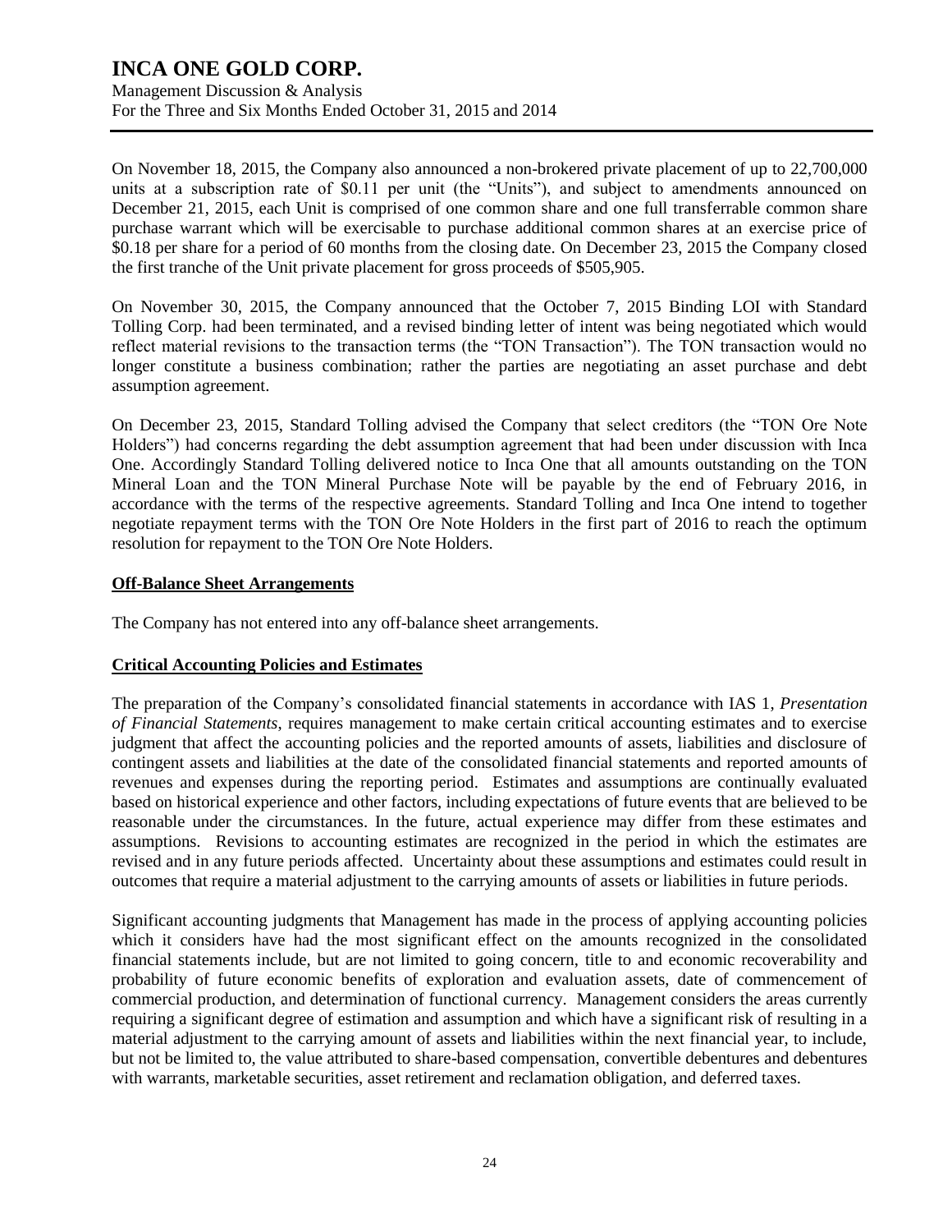On November 18, 2015, the Company also announced a non-brokered private placement of up to 22,700,000 units at a subscription rate of $0.11 per unit (the "Units"), and subject to amendments announced on December 21, 2015, each Unit is comprised of one common share and one full transferrable common share purchase warrant which will be exercisable to purchase additional common shares at an exercise price of $0.18 per share for a period of 60 months from the closing date. On December 23, 2015 the Company closed the first tranche of the Unit private placement for gross proceeds of $505,905.

On November 30, 2015, the Company announced that the October 7, 2015 Binding LOI with Standard Tolling Corp. had been terminated, and a revised binding letter of intent was being negotiated which would reflect material revisions to the transaction terms (the "TON Transaction"). The TON transaction would no longer constitute a business combination; rather the parties are negotiating an asset purchase and debt assumption agreement.

On December 23, 2015, Standard Tolling advised the Company that select creditors (the "TON Ore Note Holders") had concerns regarding the debt assumption agreement that had been under discussion with Inca One. Accordingly Standard Tolling delivered notice to Inca One that all amounts outstanding on the TON Mineral Loan and the TON Mineral Purchase Note will be payable by the end of February 2016, in accordance with the terms of the respective agreements. Standard Tolling and Inca One intend to together negotiate repayment terms with the TON Ore Note Holders in the first part of 2016 to reach the optimum resolution for repayment to the TON Ore Note Holders.

## Off-Balance Sheet Arrangements

The Company has not entered into any off-balance sheet arrangements.

## Critical Accounting Policies and Estimates

The preparation of the Company's consolidated financial statements in accordance with IAS 1, *Presentation of Financial Statements*, requires management to make certain critical accounting estimates and to exercise judgment that affect the accounting policies and the reported amounts of assets, liabilities and disclosure of contingent assets and liabilities at the date of the consolidated financial statements and reported amounts of revenues and expenses during the reporting period. Estimates and assumptions are continually evaluated based on historical experience and other factors, including expectations of future events that are believed to be reasonable under the circumstances. In the future, actual experience may differ from these estimates and assumptions. Revisions to accounting estimates are recognized in the period in which the estimates are revised and in any future periods affected. Uncertainty about these assumptions and estimates could result in outcomes that require a material adjustment to the carrying amounts of assets or liabilities in future periods.

Significant accounting judgments that Management has made in the process of applying accounting policies which it considers have had the most significant effect on the amounts recognized in the consolidated financial statements include, but are not limited to going concern, title to and economic recoverability and probability of future economic benefits of exploration and evaluation assets, date of commencement of commercial production, and determination of functional currency. Management considers the areas currently requiring a significant degree of estimation and assumption and which have a significant risk of resulting in a material adjustment to the carrying amount of assets and liabilities within the next financial year, to include, but not be limited to, the value attributed to share-based compensation, convertible debentures and debentures with warrants, marketable securities, asset retirement and reclamation obligation, and deferred taxes.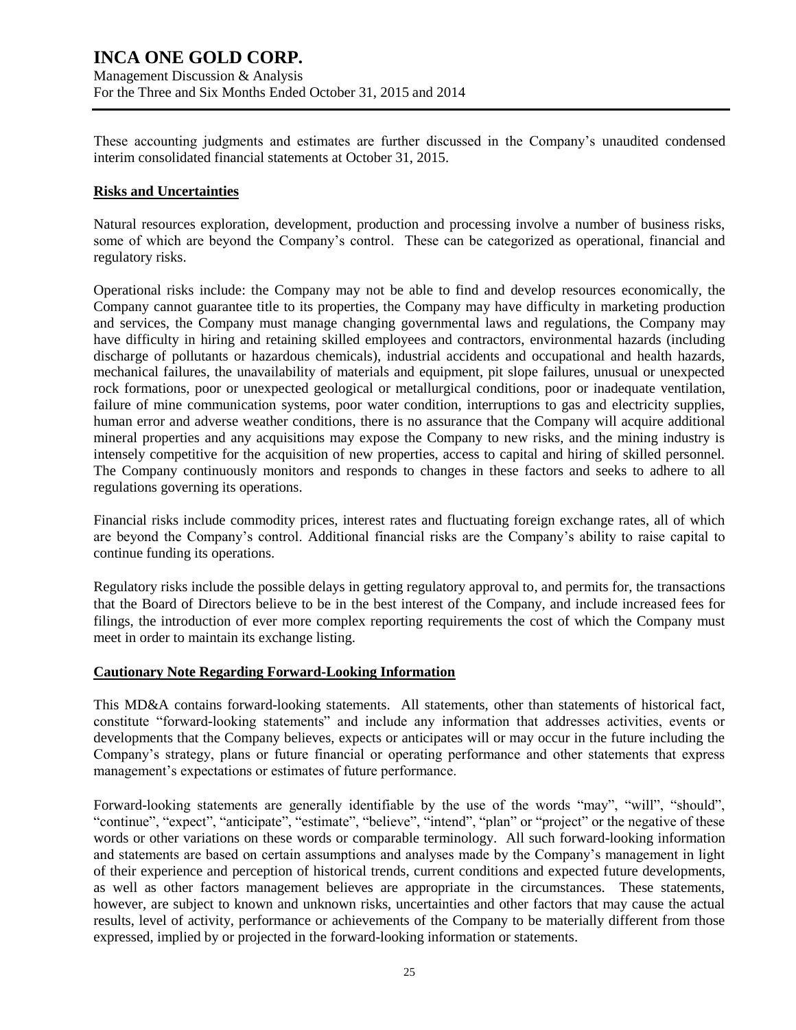These accounting judgments and estimates are further discussed in the Company's unaudited condensed interim consolidated financial statements at October 31, 2015.

## Risks and Uncertainties

Natural resources exploration, development, production and processing involve a number of business risks, some of which are beyond the Company's control. These can be categorized as operational, financial and regulatory risks.

Operational risks include: the Company may not be able to find and develop resources economically, the Company cannot guarantee title to its properties, the Company may have difficulty in marketing production and services, the Company must manage changing governmental laws and regulations, the Company may have difficulty in hiring and retaining skilled employees and contractors, environmental hazards (including discharge of pollutants or hazardous chemicals), industrial accidents and occupational and health hazards, mechanical failures, the unavailability of materials and equipment, pit slope failures, unusual or unexpected rock formations, poor or unexpected geological or metallurgical conditions, poor or inadequate ventilation, failure of mine communication systems, poor water condition, interruptions to gas and electricity supplies, human error and adverse weather conditions, there is no assurance that the Company will acquire additional mineral properties and any acquisitions may expose the Company to new risks, and the mining industry is intensely competitive for the acquisition of new properties, access to capital and hiring of skilled personnel. The Company continuously monitors and responds to changes in these factors and seeks to adhere to all regulations governing its operations.

Financial risks include commodity prices, interest rates and fluctuating foreign exchange rates, all of which are beyond the Company's control. Additional financial risks are the Company's ability to raise capital to continue funding its operations.

Regulatory risks include the possible delays in getting regulatory approval to, and permits for, the transactions that the Board of Directors believe to be in the best interest of the Company, and include increased fees for filings, the introduction of ever more complex reporting requirements the cost of which the Company must meet in order to maintain its exchange listing.

## Cautionary Note Regarding Forward-Looking Information

This MD&A contains forward-looking statements. All statements, other than statements of historical fact, constitute "forward-looking statements" and include any information that addresses activities, events or developments that the Company believes, expects or anticipates will or may occur in the future including the Company's strategy, plans or future financial or operating performance and other statements that express management's expectations or estimates of future performance.

Forward-looking statements are generally identifiable by the use of the words "may", "will", "should", "continue", "expect", "anticipate", "estimate", "believe", "intend", "plan" or "project" or the negative of these words or other variations on these words or comparable terminology. All such forward-looking information and statements are based on certain assumptions and analyses made by the Company's management in light of their experience and perception of historical trends, current conditions and expected future developments, as well as other factors management believes are appropriate in the circumstances. These statements, however, are subject to known and unknown risks, uncertainties and other factors that may cause the actual results, level of activity, performance or achievements of the Company to be materially different from those expressed, implied by or projected in the forward-looking information or statements.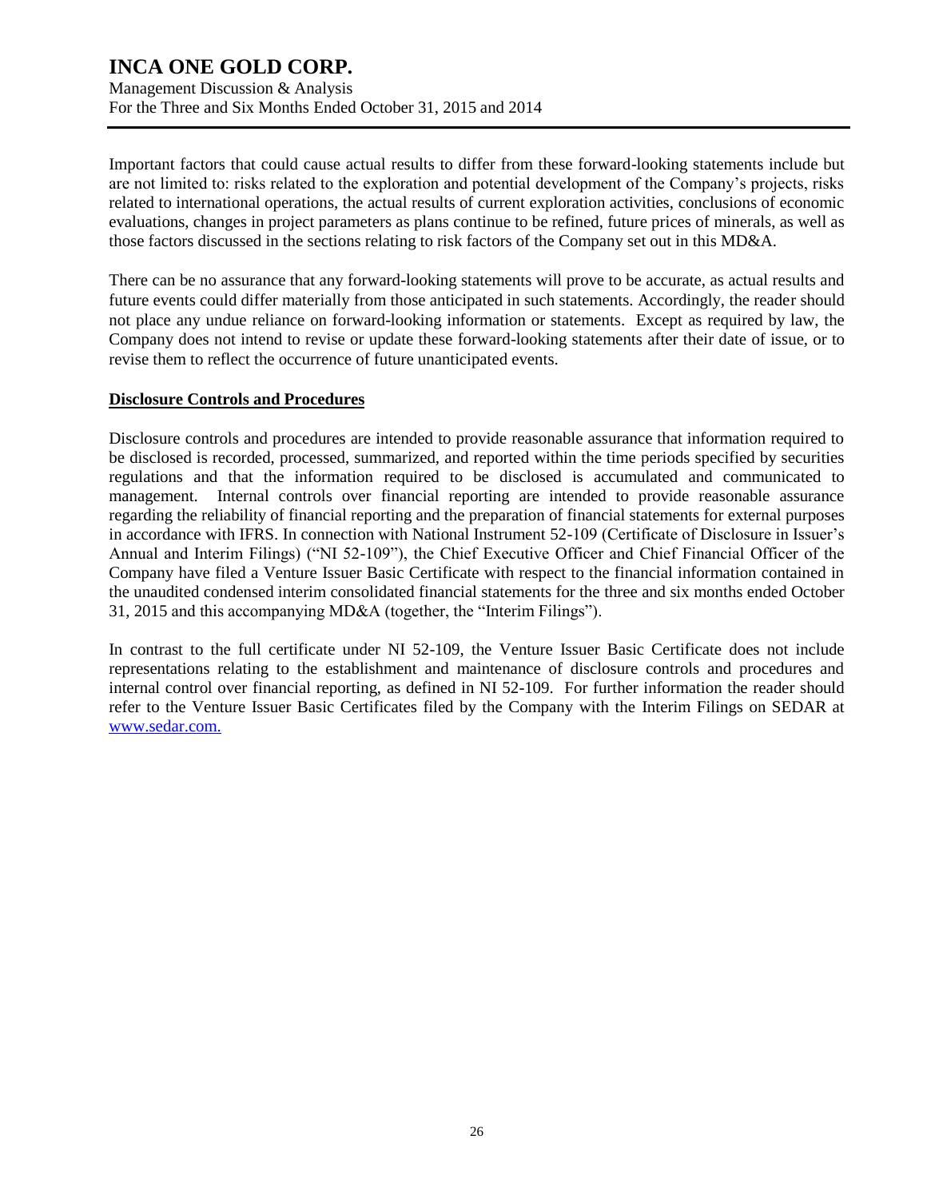Important factors that could cause actual results to differ from these forward-looking statements include but are not limited to: risks related to the exploration and potential development of the Company's projects, risks related to international operations, the actual results of current exploration activities, conclusions of economic evaluations, changes in project parameters as plans continue to be refined, future prices of minerals, as well as those factors discussed in the sections relating to risk factors of the Company set out in this MD&A.

There can be no assurance that any forward-looking statements will prove to be accurate, as actual results and future events could differ materially from those anticipated in such statements. Accordingly, the reader should not place any undue reliance on forward-looking information or statements. Except as required by law, the Company does not intend to revise or update these forward-looking statements after their date of issue, or to revise them to reflect the occurrence of future unanticipated events.

## Disclosure Controls and Procedures

Disclosure controls and procedures are intended to provide reasonable assurance that information required to be disclosed is recorded, processed, summarized, and reported within the time periods specified by securities regulations and that the information required to be disclosed is accumulated and communicated to management. Internal controls over financial reporting are intended to provide reasonable assurance regarding the reliability of financial reporting and the preparation of financial statements for external purposes in accordance with IFRS. In connection with National Instrument 52-109 (Certificate of Disclosure in Issuer's Annual and Interim Filings) ("NI 52-109"), the Chief Executive Officer and Chief Financial Officer of the Company have filed a Venture Issuer Basic Certificate with respect to the financial information contained in the unaudited condensed interim consolidated financial statements for the three and six months ended October 31, 2015 and this accompanying MD&A (together, the "Interim Filings").

In contrast to the full certificate under NI 52-109, the Venture Issuer Basic Certificate does not include representations relating to the establishment and maintenance of disclosure controls and procedures and internal control over financial reporting, as defined in NI 52-109. For further information the reader should refer to the Venture Issuer Basic Certificates filed by the Company with the Interim Filings on SEDAR at www.sedar.com.